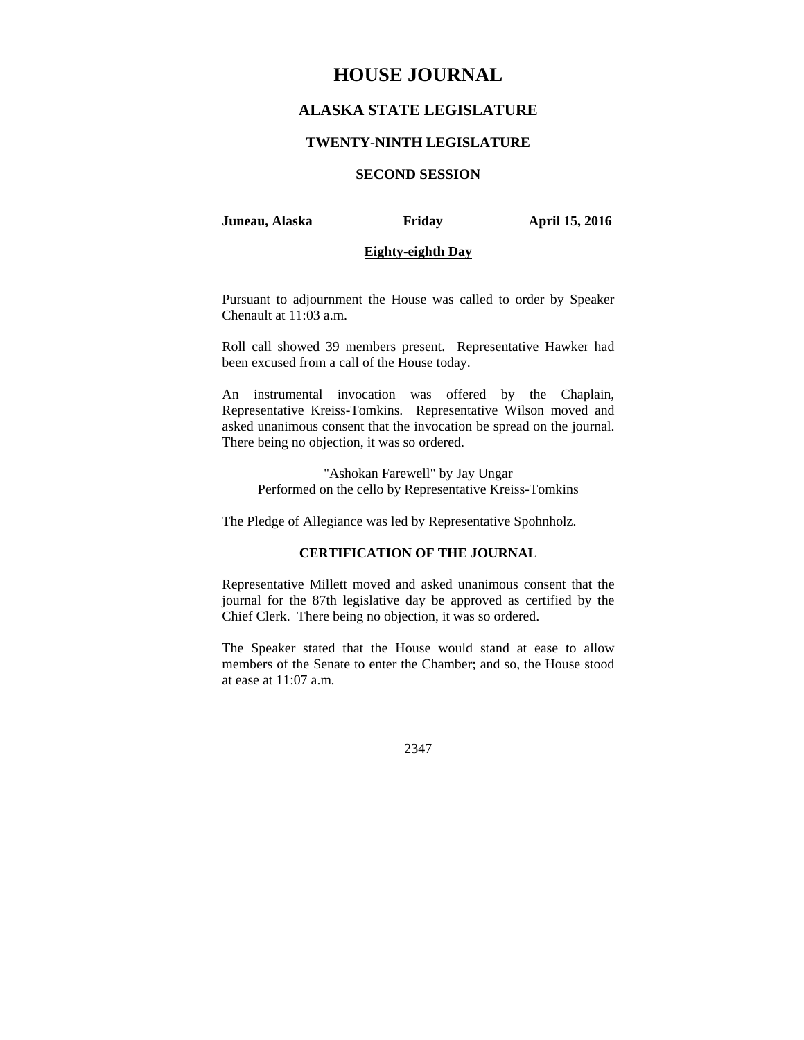# HOUSE JOURNAL

## ALASKA STATE LEGISLATURE

### TWENTY-NINTH LEGISLATURE

### SECOND SESSION

**Juneau, Alaska** **Friday** **April 15, 2016**

**Eighty-eighth Day**

Pursuant to adjournment the House was called to order by Speaker Chenault at 11:03 a.m.

Roll call showed 39 members present. Representative Hawker had been excused from a call of the House today.

An instrumental invocation was offered by the Chaplain, Representative Kreiss-Tomkins. Representative Wilson moved and asked unanimous consent that the invocation be spread on the journal. There being no objection, it was so ordered.

"Ashokan Farewell" by Jay Ungar
Performed on the cello by Representative Kreiss-Tomkins

The Pledge of Allegiance was led by Representative Spohnholz.

### CERTIFICATION OF THE JOURNAL

Representative Millett moved and asked unanimous consent that the journal for the 87th legislative day be approved as certified by the Chief Clerk. There being no objection, it was so ordered.

The Speaker stated that the House would stand at ease to allow members of the Senate to enter the Chamber; and so, the House stood at ease at 11:07 a.m.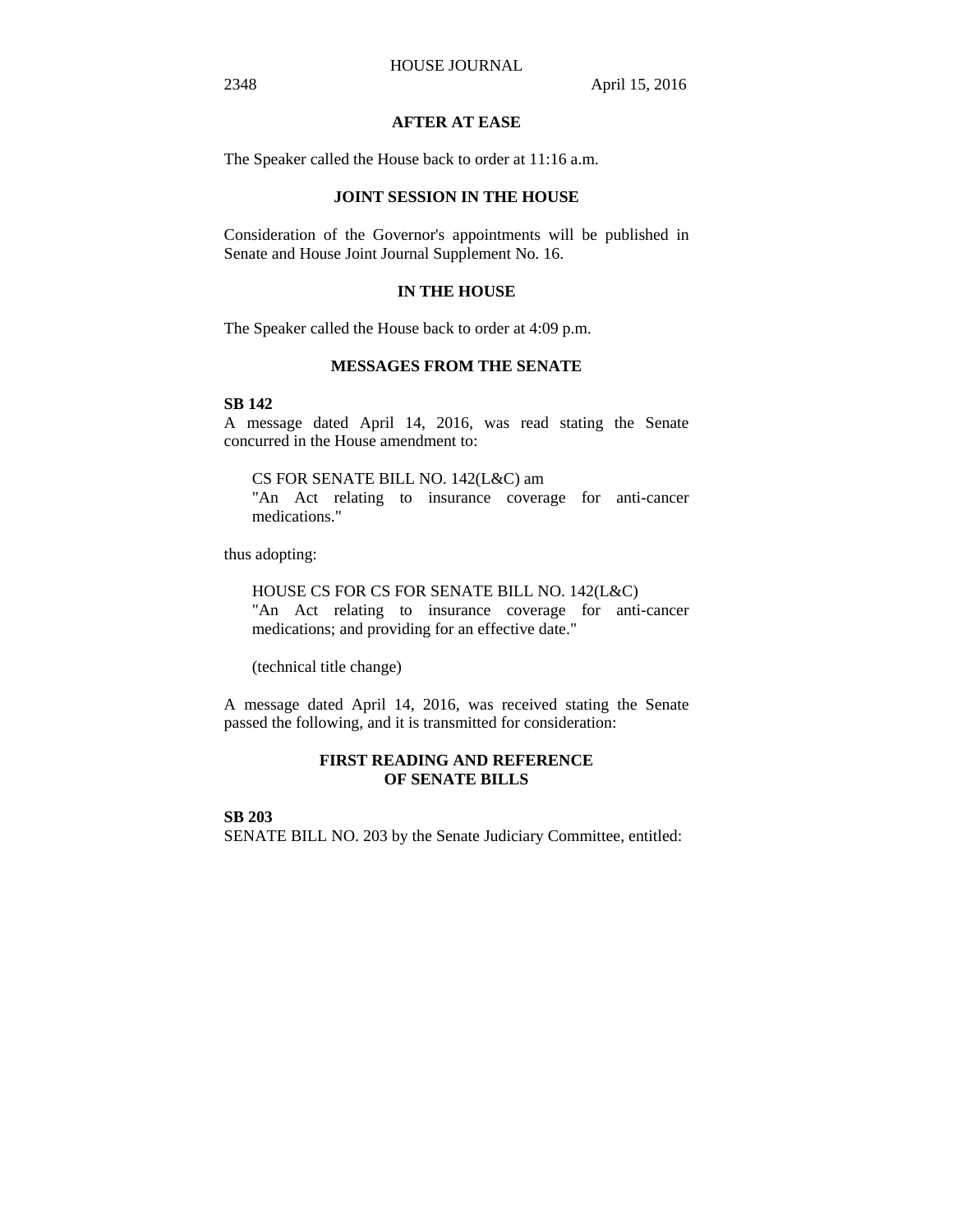## AFTER AT EASE

The Speaker called the House back to order at 11:16 a.m.

## JOINT SESSION IN THE HOUSE

Consideration of the Governor's appointments will be published in Senate and House Joint Journal Supplement No. 16.

## IN THE HOUSE

The Speaker called the House back to order at 4:09 p.m.

## MESSAGES FROM THE SENATE

**SB 142**

A message dated April 14, 2016, was read stating the Senate concurred in the House amendment to:

> CS FOR SENATE BILL NO. 142(L&C) am
> "An Act relating to insurance coverage for anti-cancer medications."

thus adopting:

> HOUSE CS FOR CS FOR SENATE BILL NO. 142(L&C)
> "An Act relating to insurance coverage for anti-cancer medications; and providing for an effective date."
>
> (technical title change)

A message dated April 14, 2016, was received stating the Senate passed the following, and it is transmitted for consideration:

## FIRST READING AND REFERENCE OF SENATE BILLS

**SB 203**

SENATE BILL NO. 203 by the Senate Judiciary Committee, entitled: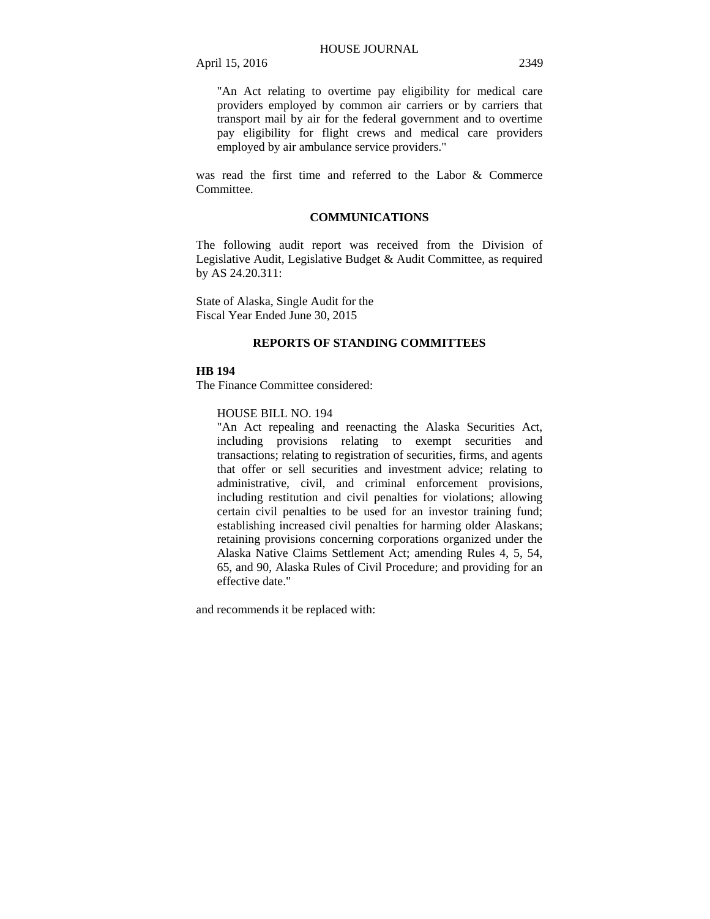"An Act relating to overtime pay eligibility for medical care providers employed by common air carriers or by carriers that transport mail by air for the federal government and to overtime pay eligibility for flight crews and medical care providers employed by air ambulance service providers."

was read the first time and referred to the Labor & Commerce Committee.

## COMMUNICATIONS

The following audit report was received from the Division of Legislative Audit, Legislative Budget & Audit Committee, as required by AS 24.20.311:

State of Alaska, Single Audit for the
Fiscal Year Ended June 30, 2015

## REPORTS OF STANDING COMMITTEES

**HB 194**
The Finance Committee considered:

HOUSE BILL NO. 194
"An Act repealing and reenacting the Alaska Securities Act, including provisions relating to exempt securities and transactions; relating to registration of securities, firms, and agents that offer or sell securities and investment advice; relating to administrative, civil, and criminal enforcement provisions, including restitution and civil penalties for violations; allowing certain civil penalties to be used for an investor training fund; establishing increased civil penalties for harming older Alaskans; retaining provisions concerning corporations organized under the Alaska Native Claims Settlement Act; amending Rules 4, 5, 54, 65, and 90, Alaska Rules of Civil Procedure; and providing for an effective date."

and recommends it be replaced with: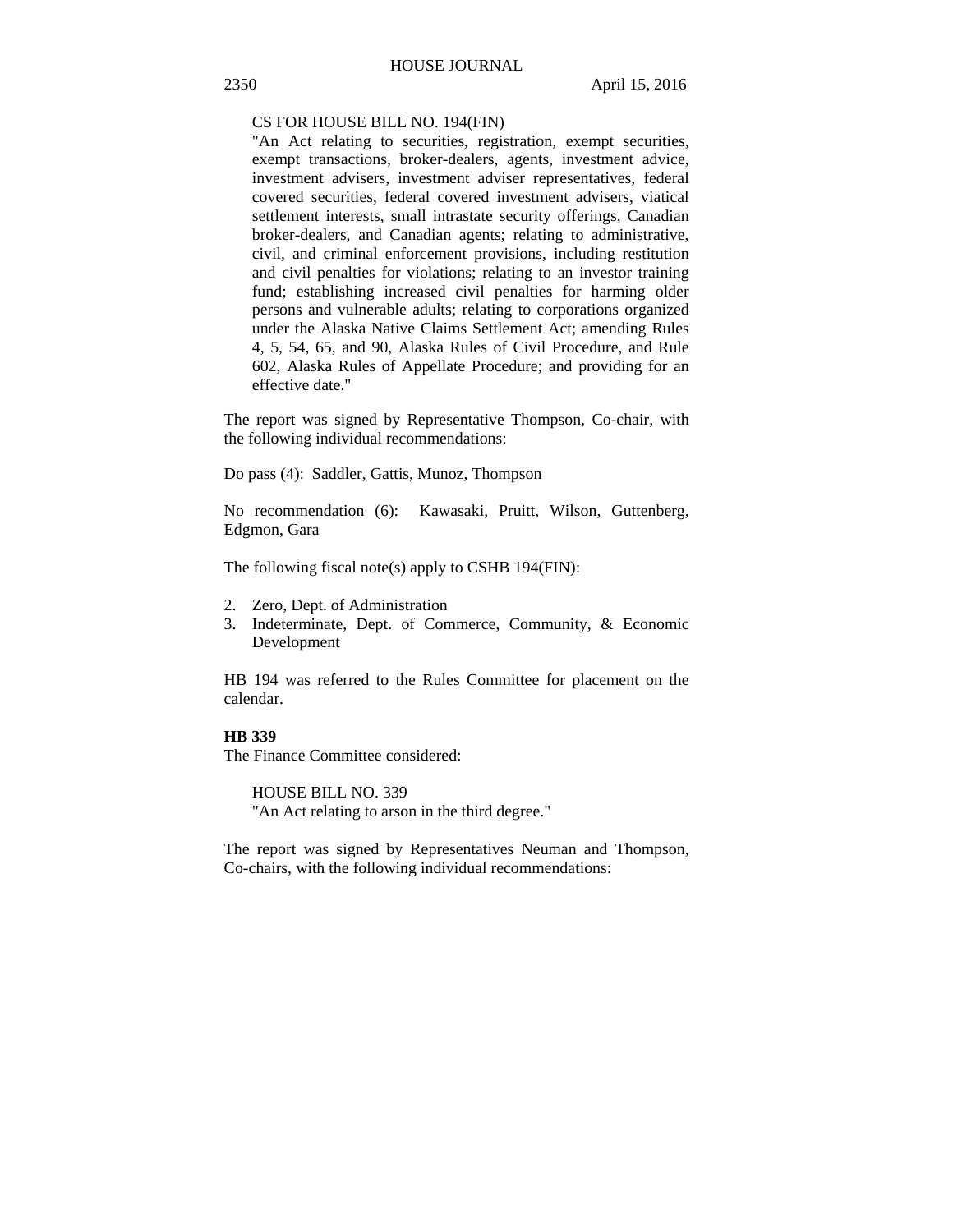CS FOR HOUSE BILL NO. 194(FIN)

"An Act relating to securities, registration, exempt securities, exempt transactions, broker-dealers, agents, investment advice, investment advisers, investment adviser representatives, federal covered securities, federal covered investment advisers, viatical settlement interests, small intrastate security offerings, Canadian broker-dealers, and Canadian agents; relating to administrative, civil, and criminal enforcement provisions, including restitution and civil penalties for violations; relating to an investor training fund; establishing increased civil penalties for harming older persons and vulnerable adults; relating to corporations organized under the Alaska Native Claims Settlement Act; amending Rules 4, 5, 54, 65, and 90, Alaska Rules of Civil Procedure, and Rule 602, Alaska Rules of Appellate Procedure; and providing for an effective date."

The report was signed by Representative Thompson, Co-chair, with the following individual recommendations:

Do pass (4): Saddler, Gattis, Munoz, Thompson

No recommendation (6): Kawasaki, Pruitt, Wilson, Guttenberg, Edgmon, Gara

The following fiscal note(s) apply to CSHB 194(FIN):

2. Zero, Dept. of Administration
3. Indeterminate, Dept. of Commerce, Community, & Economic Development

HB 194 was referred to the Rules Committee for placement on the calendar.

**HB 339**

The Finance Committee considered:

HOUSE BILL NO. 339

"An Act relating to arson in the third degree."

The report was signed by Representatives Neuman and Thompson, Co-chairs, with the following individual recommendations: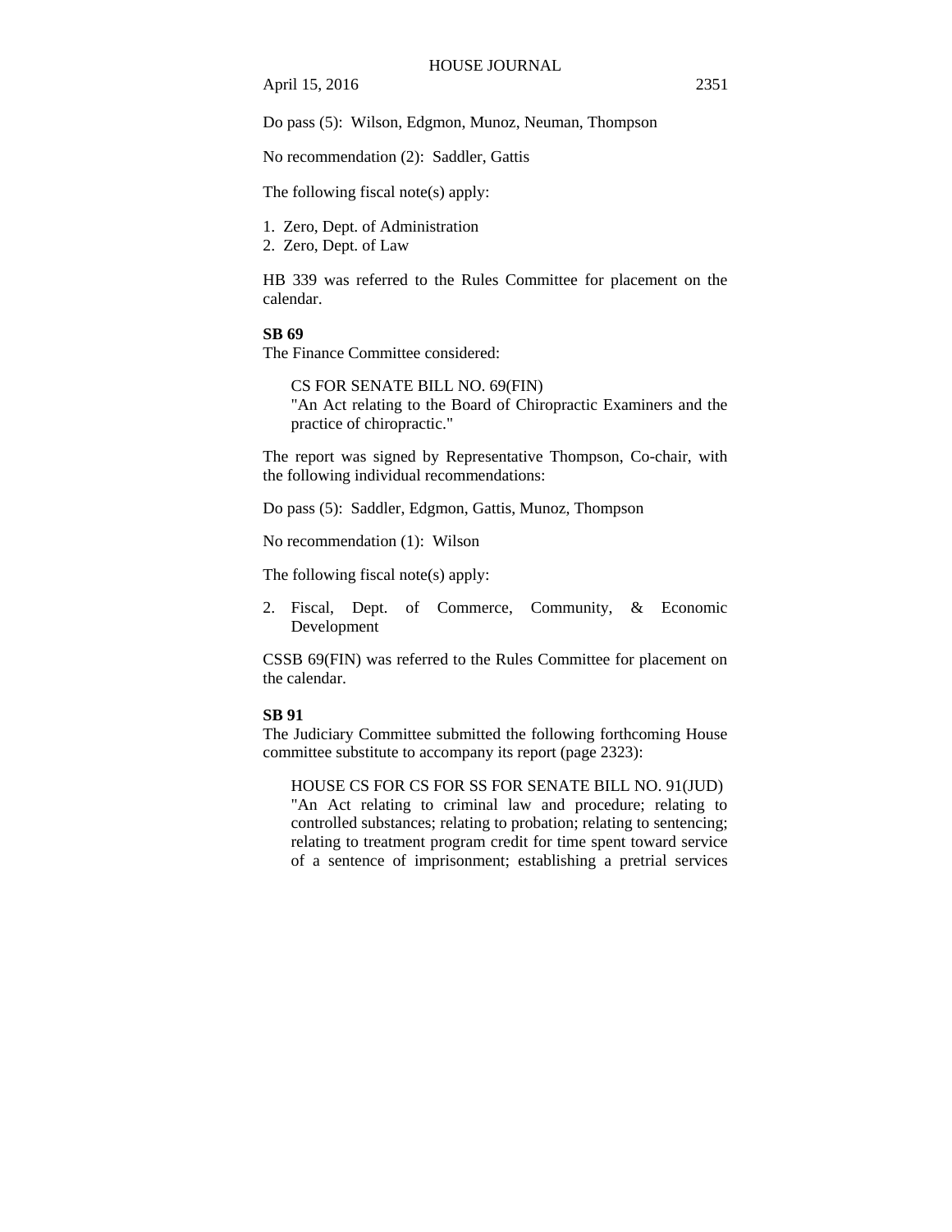Do pass (5): Wilson, Edgmon, Munoz, Neuman, Thompson

No recommendation (2): Saddler, Gattis

The following fiscal note(s) apply:

1. Zero, Dept. of Administration
2. Zero, Dept. of Law

HB 339 was referred to the Rules Committee for placement on the calendar.

**SB 69**

The Finance Committee considered:

> CS FOR SENATE BILL NO. 69(FIN)
> "An Act relating to the Board of Chiropractic Examiners and the practice of chiropractic."

The report was signed by Representative Thompson, Co-chair, with the following individual recommendations:

Do pass (5): Saddler, Edgmon, Gattis, Munoz, Thompson

No recommendation (1): Wilson

The following fiscal note(s) apply:

2. Fiscal, Dept. of Commerce, Community, & Economic Development

CSSB 69(FIN) was referred to the Rules Committee for placement on the calendar.

**SB 91**

The Judiciary Committee submitted the following forthcoming House committee substitute to accompany its report (page 2323):

> HOUSE CS FOR CS FOR SS FOR SENATE BILL NO. 91(JUD)
> "An Act relating to criminal law and procedure; relating to controlled substances; relating to probation; relating to sentencing; relating to treatment program credit for time spent toward service of a sentence of imprisonment; establishing a pretrial services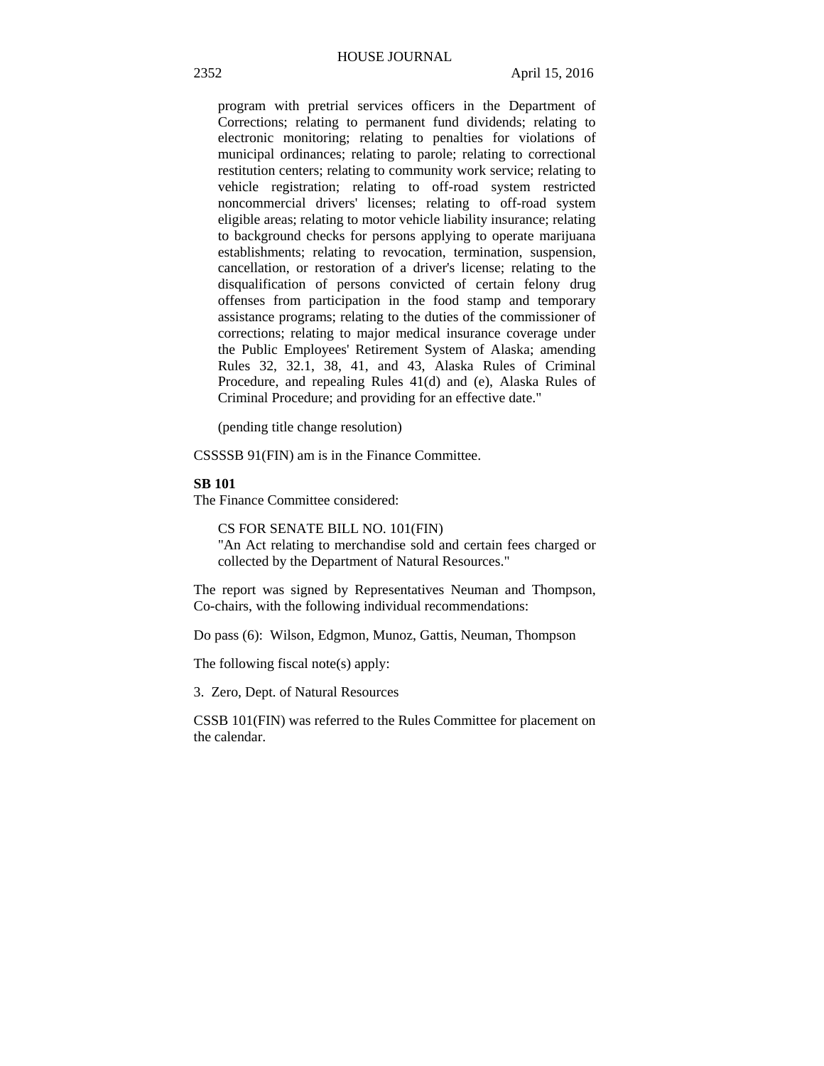program with pretrial services officers in the Department of Corrections; relating to permanent fund dividends; relating to electronic monitoring; relating to penalties for violations of municipal ordinances; relating to parole; relating to correctional restitution centers; relating to community work service; relating to vehicle registration; relating to off-road system restricted noncommercial drivers' licenses; relating to off-road system eligible areas; relating to motor vehicle liability insurance; relating to background checks for persons applying to operate marijuana establishments; relating to revocation, termination, suspension, cancellation, or restoration of a driver's license; relating to the disqualification of persons convicted of certain felony drug offenses from participation in the food stamp and temporary assistance programs; relating to the duties of the commissioner of corrections; relating to major medical insurance coverage under the Public Employees' Retirement System of Alaska; amending Rules 32, 32.1, 38, 41, and 43, Alaska Rules of Criminal Procedure, and repealing Rules 41(d) and (e), Alaska Rules of Criminal Procedure; and providing for an effective date."

(pending title change resolution)

CSSSSB 91(FIN) am is in the Finance Committee.

**SB 101**

The Finance Committee considered:

CS FOR SENATE BILL NO. 101(FIN)
"An Act relating to merchandise sold and certain fees charged or collected by the Department of Natural Resources."

The report was signed by Representatives Neuman and Thompson, Co-chairs, with the following individual recommendations:

Do pass (6): Wilson, Edgmon, Munoz, Gattis, Neuman, Thompson

The following fiscal note(s) apply:

3. Zero, Dept. of Natural Resources

CSSB 101(FIN) was referred to the Rules Committee for placement on the calendar.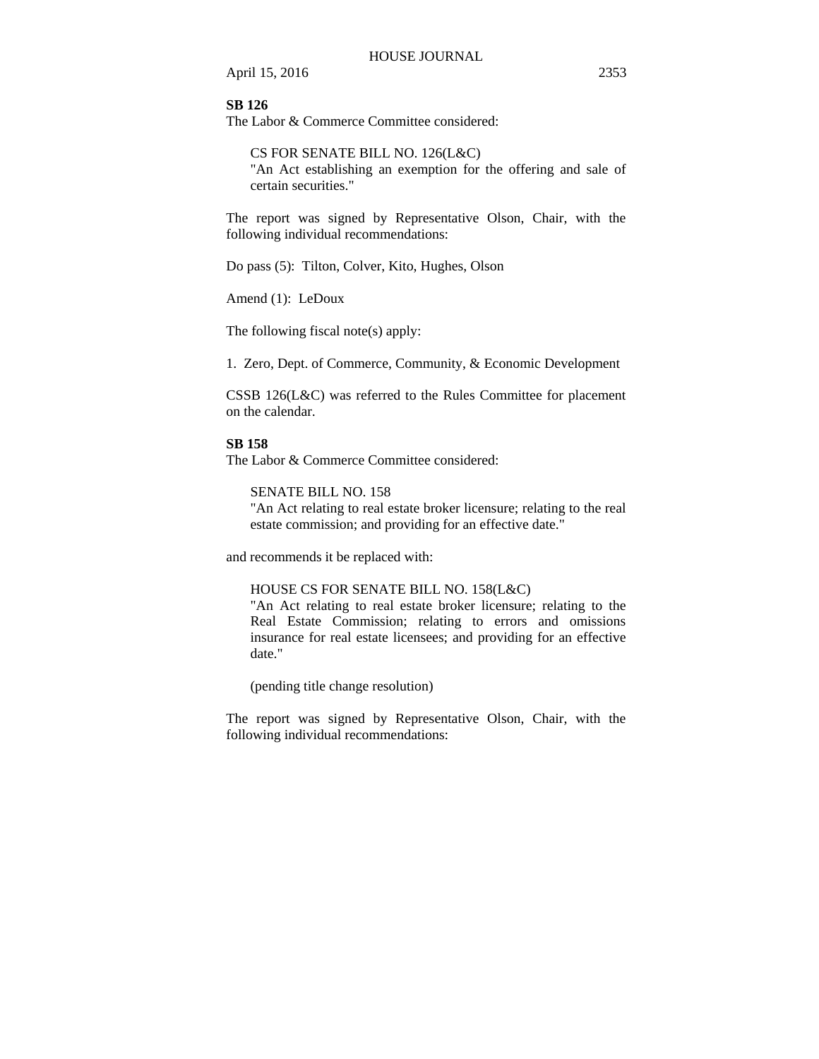**SB 126**

The Labor & Commerce Committee considered:

> CS FOR SENATE BILL NO. 126(L&C)
> "An Act establishing an exemption for the offering and sale of certain securities."

The report was signed by Representative Olson, Chair, with the following individual recommendations:

Do pass (5): Tilton, Colver, Kito, Hughes, Olson

Amend (1): LeDoux

The following fiscal note(s) apply:

1. Zero, Dept. of Commerce, Community, & Economic Development

CSSB 126(L&C) was referred to the Rules Committee for placement on the calendar.

**SB 158**

The Labor & Commerce Committee considered:

> SENATE BILL NO. 158
> "An Act relating to real estate broker licensure; relating to the real estate commission; and providing for an effective date."

and recommends it be replaced with:

> HOUSE CS FOR SENATE BILL NO. 158(L&C)
> "An Act relating to real estate broker licensure; relating to the Real Estate Commission; relating to errors and omissions insurance for real estate licensees; and providing for an effective date."
>
> (pending title change resolution)

The report was signed by Representative Olson, Chair, with the following individual recommendations: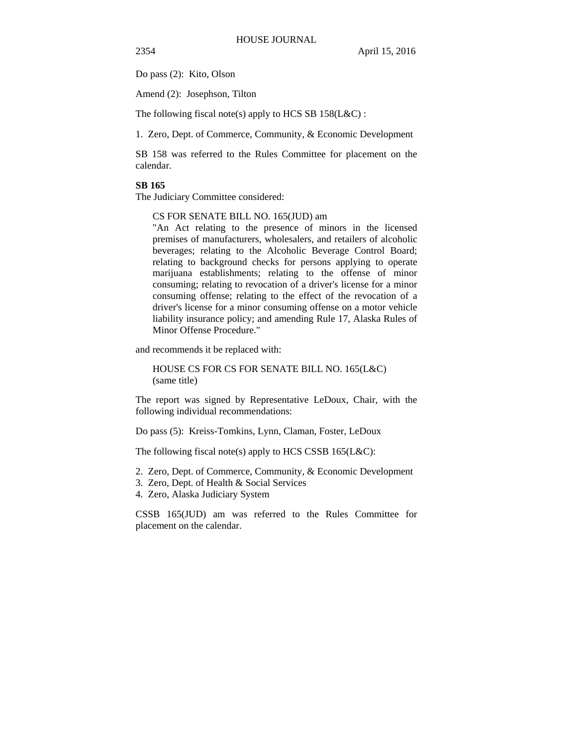Do pass (2): Kito, Olson

Amend (2): Josephson, Tilton

The following fiscal note(s) apply to HCS SB 158(L&C) :

1. Zero, Dept. of Commerce, Community, & Economic Development

SB 158 was referred to the Rules Committee for placement on the calendar.

**SB 165**

The Judiciary Committee considered:

> CS FOR SENATE BILL NO. 165(JUD) am
> "An Act relating to the presence of minors in the licensed premises of manufacturers, wholesalers, and retailers of alcoholic beverages; relating to the Alcoholic Beverage Control Board; relating to background checks for persons applying to operate marijuana establishments; relating to the offense of minor consuming; relating to revocation of a driver's license for a minor consuming offense; relating to the effect of the revocation of a driver's license for a minor consuming offense on a motor vehicle liability insurance policy; and amending Rule 17, Alaska Rules of Minor Offense Procedure."

and recommends it be replaced with:

> HOUSE CS FOR CS FOR SENATE BILL NO. 165(L&C)
> (same title)

The report was signed by Representative LeDoux, Chair, with the following individual recommendations:

Do pass (5): Kreiss-Tomkins, Lynn, Claman, Foster, LeDoux

The following fiscal note(s) apply to HCS CSSB 165(L&C):

2. Zero, Dept. of Commerce, Community, & Economic Development
3. Zero, Dept. of Health & Social Services
4. Zero, Alaska Judiciary System

CSSB 165(JUD) am was referred to the Rules Committee for placement on the calendar.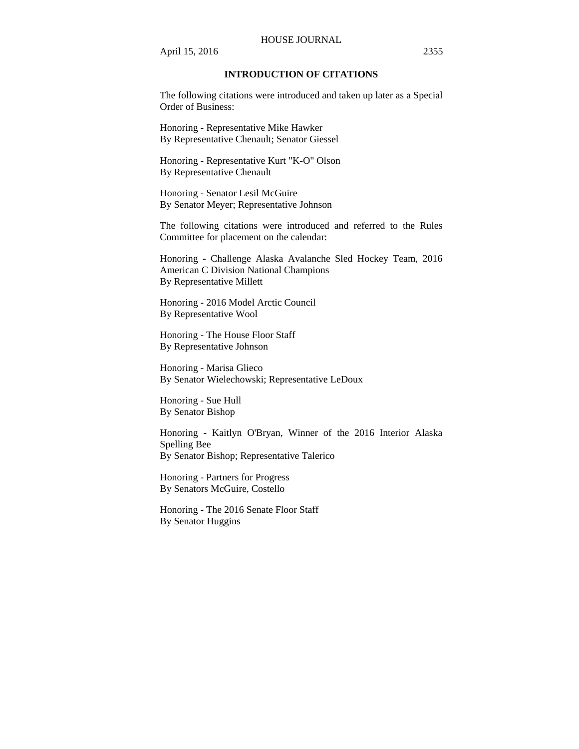## INTRODUCTION OF CITATIONS

The following citations were introduced and taken up later as a Special Order of Business:

Honoring - Representative Mike Hawker
By Representative Chenault; Senator Giessel

Honoring - Representative Kurt "K-O" Olson
By Representative Chenault

Honoring - Senator Lesil McGuire
By Senator Meyer; Representative Johnson

The following citations were introduced and referred to the Rules Committee for placement on the calendar:

Honoring - Challenge Alaska Avalanche Sled Hockey Team, 2016 American C Division National Champions
By Representative Millett

Honoring - 2016 Model Arctic Council
By Representative Wool

Honoring - The House Floor Staff
By Representative Johnson

Honoring - Marisa Glieco
By Senator Wielechowski; Representative LeDoux

Honoring - Sue Hull
By Senator Bishop

Honoring - Kaitlyn O'Bryan, Winner of the 2016 Interior Alaska Spelling Bee
By Senator Bishop; Representative Talerico

Honoring - Partners for Progress
By Senators McGuire, Costello

Honoring - The 2016 Senate Floor Staff
By Senator Huggins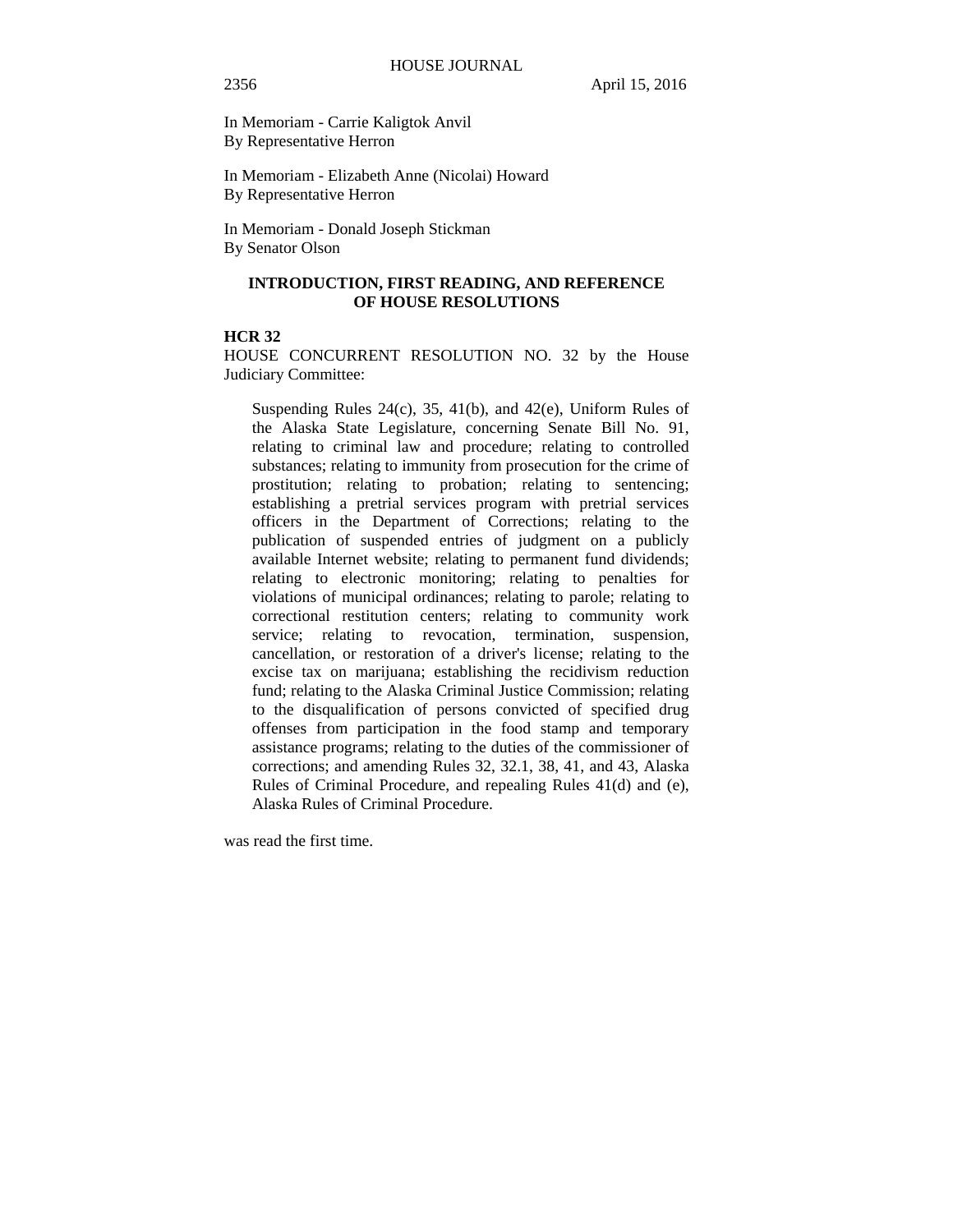In Memoriam - Carrie Kaligtok Anvil
By Representative Herron

In Memoriam - Elizabeth Anne (Nicolai) Howard
By Representative Herron

In Memoriam - Donald Joseph Stickman
By Senator Olson

## INTRODUCTION, FIRST READING, AND REFERENCE OF HOUSE RESOLUTIONS

**HCR 32**

HOUSE CONCURRENT RESOLUTION NO. 32 by the House Judiciary Committee:

> Suspending Rules 24(c), 35, 41(b), and 42(e), Uniform Rules of the Alaska State Legislature, concerning Senate Bill No. 91, relating to criminal law and procedure; relating to controlled substances; relating to immunity from prosecution for the crime of prostitution; relating to probation; relating to sentencing; establishing a pretrial services program with pretrial services officers in the Department of Corrections; relating to the publication of suspended entries of judgment on a publicly available Internet website; relating to permanent fund dividends; relating to electronic monitoring; relating to penalties for violations of municipal ordinances; relating to parole; relating to correctional restitution centers; relating to community work service; relating to revocation, termination, suspension, cancellation, or restoration of a driver's license; relating to the excise tax on marijuana; establishing the recidivism reduction fund; relating to the Alaska Criminal Justice Commission; relating to the disqualification of persons convicted of specified drug offenses from participation in the food stamp and temporary assistance programs; relating to the duties of the commissioner of corrections; and amending Rules 32, 32.1, 38, 41, and 43, Alaska Rules of Criminal Procedure, and repealing Rules 41(d) and (e), Alaska Rules of Criminal Procedure.

was read the first time.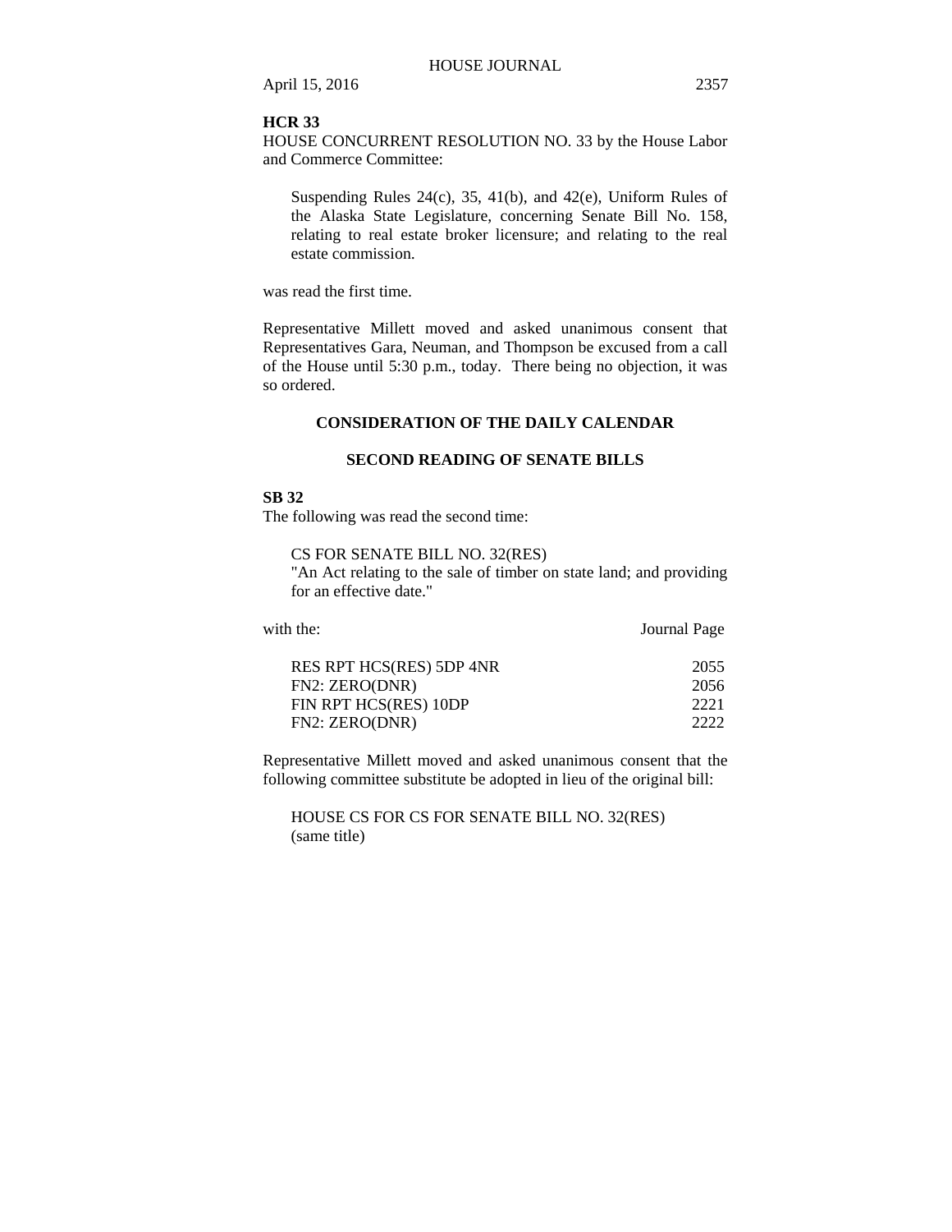**HCR 33**

HOUSE CONCURRENT RESOLUTION NO. 33 by the House Labor and Commerce Committee:

> Suspending Rules 24(c), 35, 41(b), and 42(e), Uniform Rules of the Alaska State Legislature, concerning Senate Bill No. 158, relating to real estate broker licensure; and relating to the real estate commission.

was read the first time.

Representative Millett moved and asked unanimous consent that Representatives Gara, Neuman, and Thompson be excused from a call of the House until 5:30 p.m., today. There being no objection, it was so ordered.

## CONSIDERATION OF THE DAILY CALENDAR

## SECOND READING OF SENATE BILLS

**SB 32**

The following was read the second time:

> CS FOR SENATE BILL NO. 32(RES)
> "An Act relating to the sale of timber on state land; and providing for an effective date."

| with the: | Journal Page |
|---|---|
| RES RPT HCS(RES) 5DP 4NR | 2055 |
| FN2: ZERO(DNR) | 2056 |
| FIN RPT HCS(RES) 10DP | 2221 |
| FN2: ZERO(DNR) | 2222 |

Representative Millett moved and asked unanimous consent that the following committee substitute be adopted in lieu of the original bill:

> HOUSE CS FOR CS FOR SENATE BILL NO. 32(RES)
> (same title)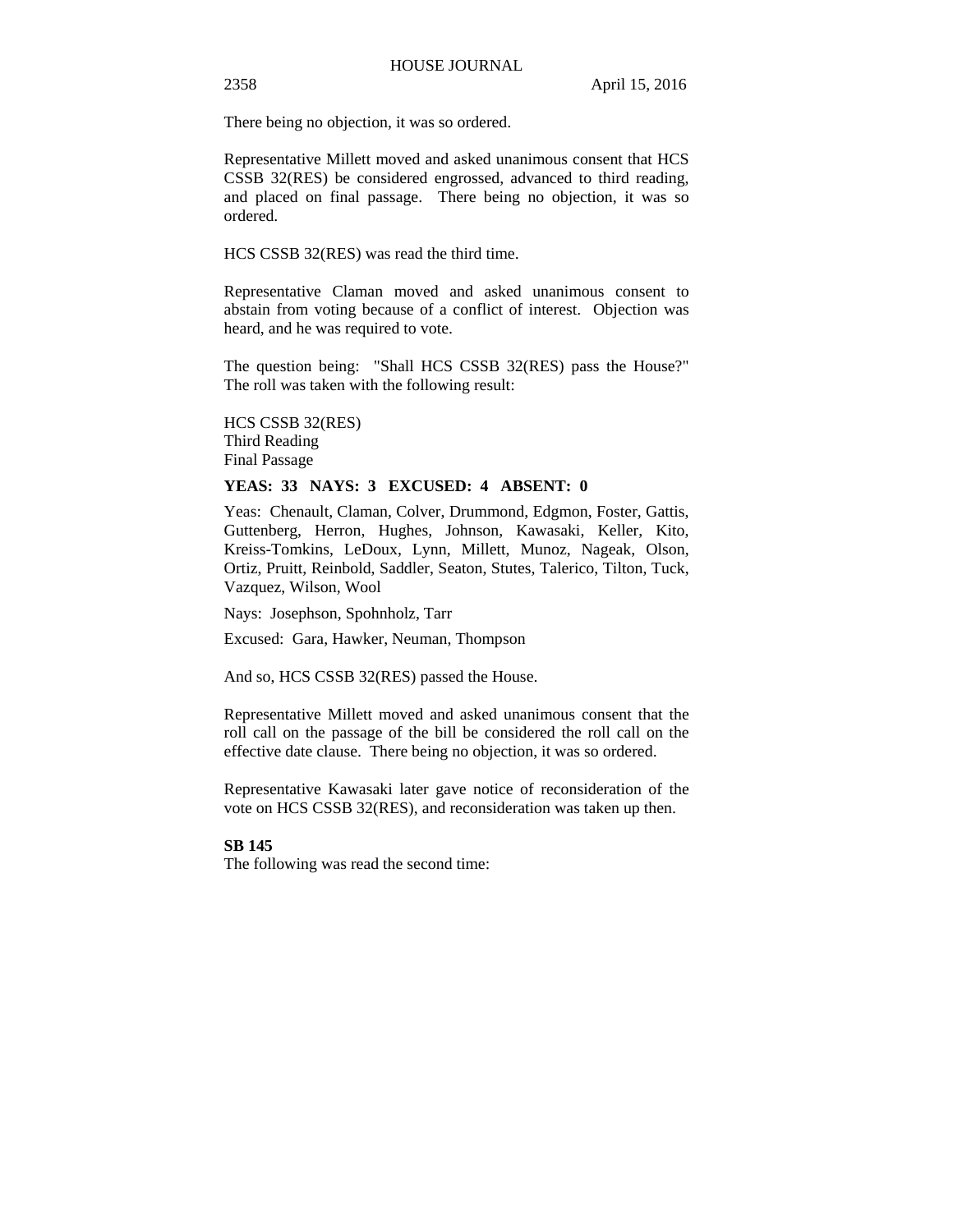There being no objection, it was so ordered.

Representative Millett moved and asked unanimous consent that HCS CSSB 32(RES) be considered engrossed, advanced to third reading, and placed on final passage. There being no objection, it was so ordered.

HCS CSSB 32(RES) was read the third time.

Representative Claman moved and asked unanimous consent to abstain from voting because of a conflict of interest. Objection was heard, and he was required to vote.

The question being: "Shall HCS CSSB 32(RES) pass the House?" The roll was taken with the following result:

HCS CSSB 32(RES)
Third Reading
Final Passage

**YEAS: 33 NAYS: 3 EXCUSED: 4 ABSENT: 0**

Yeas: Chenault, Claman, Colver, Drummond, Edgmon, Foster, Gattis, Guttenberg, Herron, Hughes, Johnson, Kawasaki, Keller, Kito, Kreiss-Tomkins, LeDoux, Lynn, Millett, Munoz, Nageak, Olson, Ortiz, Pruitt, Reinbold, Saddler, Seaton, Stutes, Talerico, Tilton, Tuck, Vazquez, Wilson, Wool

Nays: Josephson, Spohnholz, Tarr

Excused: Gara, Hawker, Neuman, Thompson

And so, HCS CSSB 32(RES) passed the House.

Representative Millett moved and asked unanimous consent that the roll call on the passage of the bill be considered the roll call on the effective date clause. There being no objection, it was so ordered.

Representative Kawasaki later gave notice of reconsideration of the vote on HCS CSSB 32(RES), and reconsideration was taken up then.

**SB 145**

The following was read the second time: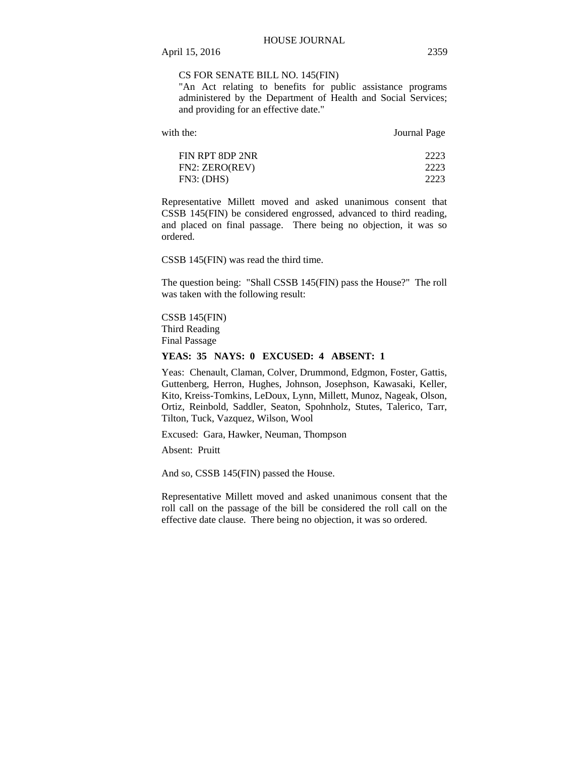CS FOR SENATE BILL NO. 145(FIN)
"An Act relating to benefits for public assistance programs administered by the Department of Health and Social Services; and providing for an effective date."

| with the: | Journal Page |
|---|---|
| FIN RPT 8DP 2NR | 2223 |
| FN2: ZERO(REV) | 2223 |
| FN3: (DHS) | 2223 |

Representative Millett moved and asked unanimous consent that CSSB 145(FIN) be considered engrossed, advanced to third reading, and placed on final passage. There being no objection, it was so ordered.

CSSB 145(FIN) was read the third time.

The question being: "Shall CSSB 145(FIN) pass the House?" The roll was taken with the following result:

CSSB 145(FIN)
Third Reading
Final Passage

**YEAS: 35 NAYS: 0 EXCUSED: 4 ABSENT: 1**

Yeas: Chenault, Claman, Colver, Drummond, Edgmon, Foster, Gattis, Guttenberg, Herron, Hughes, Johnson, Josephson, Kawasaki, Keller, Kito, Kreiss-Tomkins, LeDoux, Lynn, Millett, Munoz, Nageak, Olson, Ortiz, Reinbold, Saddler, Seaton, Spohnholz, Stutes, Talerico, Tarr, Tilton, Tuck, Vazquez, Wilson, Wool

Excused: Gara, Hawker, Neuman, Thompson

Absent: Pruitt

And so, CSSB 145(FIN) passed the House.

Representative Millett moved and asked unanimous consent that the roll call on the passage of the bill be considered the roll call on the effective date clause. There being no objection, it was so ordered.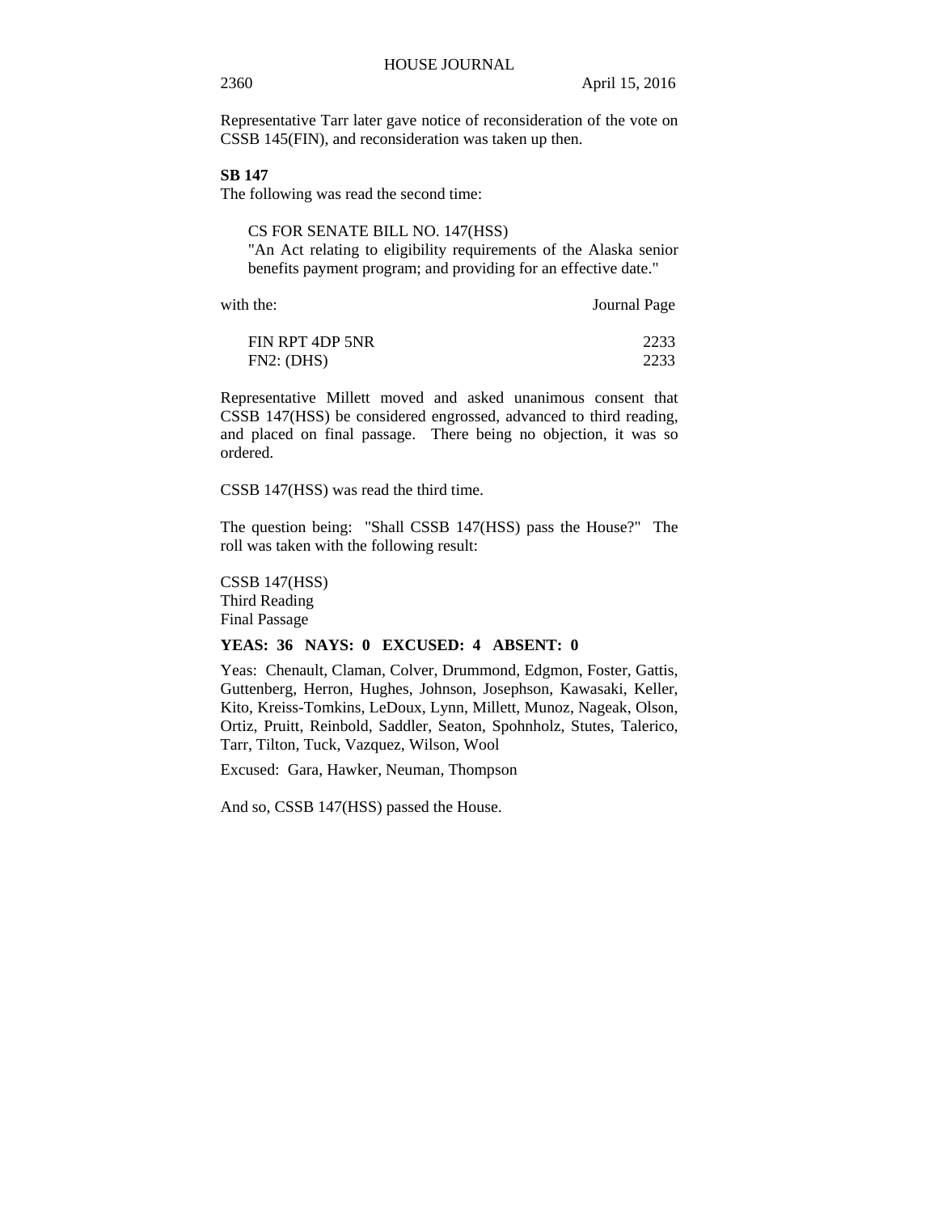Representative Tarr later gave notice of reconsideration of the vote on CSSB 145(FIN), and reconsideration was taken up then.

**SB 147**

The following was read the second time:

CS FOR SENATE BILL NO. 147(HSS)
"An Act relating to eligibility requirements of the Alaska senior benefits payment program; and providing for an effective date."

| with the: | Journal Page |
| --- | --- |
| FIN RPT 4DP 5NR | 2233 |
| FN2: (DHS) | 2233 |

Representative Millett moved and asked unanimous consent that CSSB 147(HSS) be considered engrossed, advanced to third reading, and placed on final passage. There being no objection, it was so ordered.

CSSB 147(HSS) was read the third time.

The question being: "Shall CSSB 147(HSS) pass the House?" The roll was taken with the following result:

CSSB 147(HSS)
Third Reading
Final Passage

**YEAS: 36 NAYS: 0 EXCUSED: 4 ABSENT: 0**

Yeas: Chenault, Claman, Colver, Drummond, Edgmon, Foster, Gattis, Guttenberg, Herron, Hughes, Johnson, Josephson, Kawasaki, Keller, Kito, Kreiss-Tomkins, LeDoux, Lynn, Millett, Munoz, Nageak, Olson, Ortiz, Pruitt, Reinbold, Saddler, Seaton, Spohnholz, Stutes, Talerico, Tarr, Tilton, Tuck, Vazquez, Wilson, Wool

Excused: Gara, Hawker, Neuman, Thompson

And so, CSSB 147(HSS) passed the House.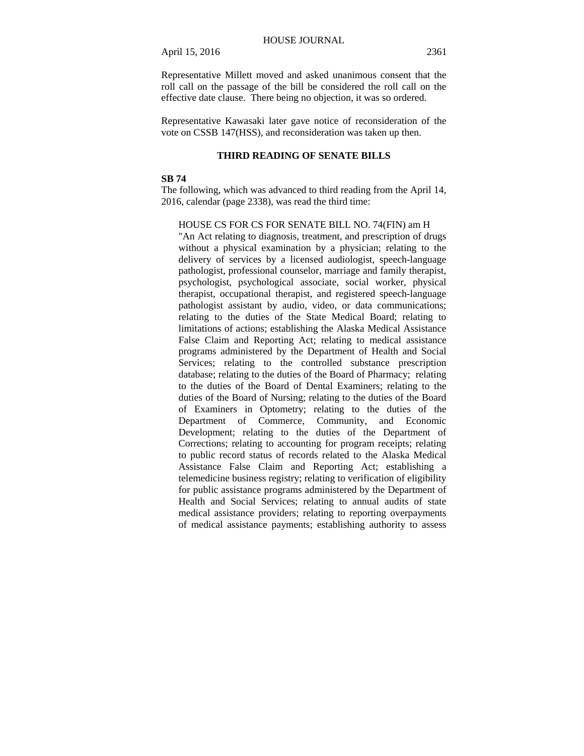Representative Millett moved and asked unanimous consent that the roll call on the passage of the bill be considered the roll call on the effective date clause. There being no objection, it was so ordered.

Representative Kawasaki later gave notice of reconsideration of the vote on CSSB 147(HSS), and reconsideration was taken up then.

## THIRD READING OF SENATE BILLS

**SB 74**

The following, which was advanced to third reading from the April 14, 2016, calendar (page 2338), was read the third time:

> HOUSE CS FOR CS FOR SENATE BILL NO. 74(FIN) am H
> "An Act relating to diagnosis, treatment, and prescription of drugs without a physical examination by a physician; relating to the delivery of services by a licensed audiologist, speech-language pathologist, professional counselor, marriage and family therapist, psychologist, psychological associate, social worker, physical therapist, occupational therapist, and registered speech-language pathologist assistant by audio, video, or data communications; relating to the duties of the State Medical Board; relating to limitations of actions; establishing the Alaska Medical Assistance False Claim and Reporting Act; relating to medical assistance programs administered by the Department of Health and Social Services; relating to the controlled substance prescription database; relating to the duties of the Board of Pharmacy; relating to the duties of the Board of Dental Examiners; relating to the duties of the Board of Nursing; relating to the duties of the Board of Examiners in Optometry; relating to the duties of the Department of Commerce, Community, and Economic Development; relating to the duties of the Department of Corrections; relating to accounting for program receipts; relating to public record status of records related to the Alaska Medical Assistance False Claim and Reporting Act; establishing a telemedicine business registry; relating to verification of eligibility for public assistance programs administered by the Department of Health and Social Services; relating to annual audits of state medical assistance providers; relating to reporting overpayments of medical assistance payments; establishing authority to assess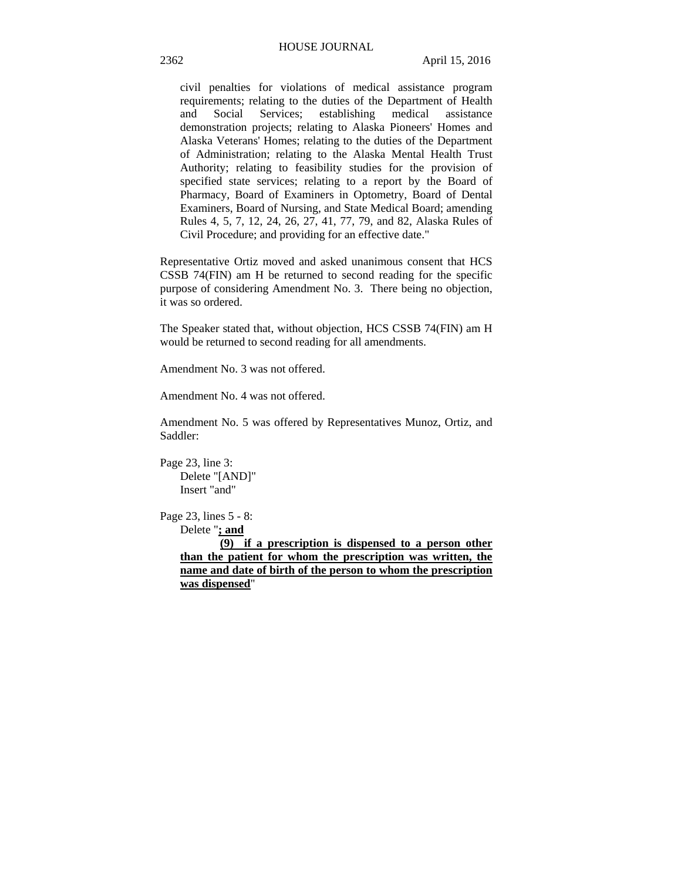civil penalties for violations of medical assistance program requirements; relating to the duties of the Department of Health and Social Services; establishing medical assistance demonstration projects; relating to Alaska Pioneers' Homes and Alaska Veterans' Homes; relating to the duties of the Department of Administration; relating to the Alaska Mental Health Trust Authority; relating to feasibility studies for the provision of specified state services; relating to a report by the Board of Pharmacy, Board of Examiners in Optometry, Board of Dental Examiners, Board of Nursing, and State Medical Board; amending Rules 4, 5, 7, 12, 24, 26, 27, 41, 77, 79, and 82, Alaska Rules of Civil Procedure; and providing for an effective date."

Representative Ortiz moved and asked unanimous consent that HCS CSSB 74(FIN) am H be returned to second reading for the specific purpose of considering Amendment No. 3. There being no objection, it was so ordered.

The Speaker stated that, without objection, HCS CSSB 74(FIN) am H would be returned to second reading for all amendments.

Amendment No. 3 was not offered.

Amendment No. 4 was not offered.

Amendment No. 5 was offered by Representatives Munoz, Ortiz, and Saddler:

Page 23, line 3:
Delete "[AND]"
Insert "and"

Page 23, lines 5 - 8:
Delete "**<u>; and</u>**
**<u>(9) if a prescription is dispensed to a person other than the patient for whom the prescription was written, the name and date of birth of the person to whom the prescription was dispensed</u>**"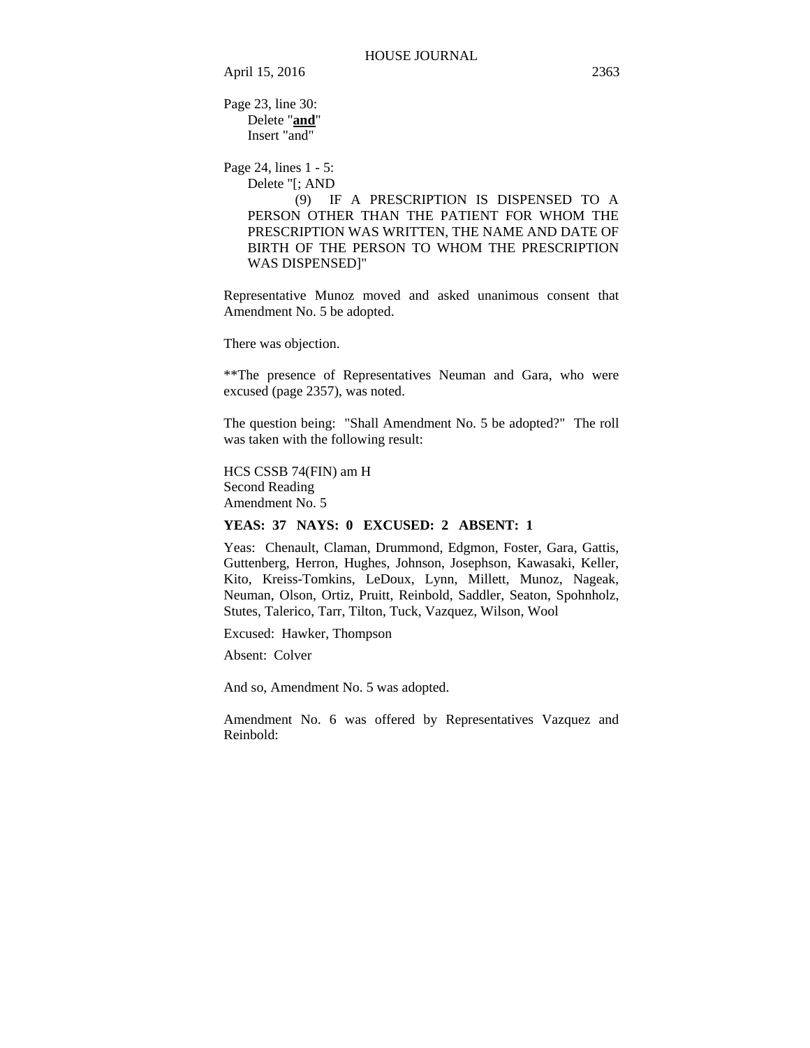Page 23, line 30:

Delete "**<u>and</u>**"
Insert "and"

Page 24, lines 1 - 5:

Delete "[; AND
(9) IF A PRESCRIPTION IS DISPENSED TO A PERSON OTHER THAN THE PATIENT FOR WHOM THE PRESCRIPTION WAS WRITTEN, THE NAME AND DATE OF BIRTH OF THE PERSON TO WHOM THE PRESCRIPTION WAS DISPENSED]"

Representative Munoz moved and asked unanimous consent that Amendment No. 5 be adopted.

There was objection.

**The presence of Representatives Neuman and Gara, who were excused (page 2357), was noted.

The question being: "Shall Amendment No. 5 be adopted?" The roll was taken with the following result:

HCS CSSB 74(FIN) am H
Second Reading
Amendment No. 5

**YEAS: 37 NAYS: 0 EXCUSED: 2 ABSENT: 1**

Yeas: Chenault, Claman, Drummond, Edgmon, Foster, Gara, Gattis, Guttenberg, Herron, Hughes, Johnson, Josephson, Kawasaki, Keller, Kito, Kreiss-Tomkins, LeDoux, Lynn, Millett, Munoz, Nageak, Neuman, Olson, Ortiz, Pruitt, Reinbold, Saddler, Seaton, Spohnholz, Stutes, Talerico, Tarr, Tilton, Tuck, Vazquez, Wilson, Wool

Excused: Hawker, Thompson

Absent: Colver

And so, Amendment No. 5 was adopted.

Amendment No. 6 was offered by Representatives Vazquez and Reinbold: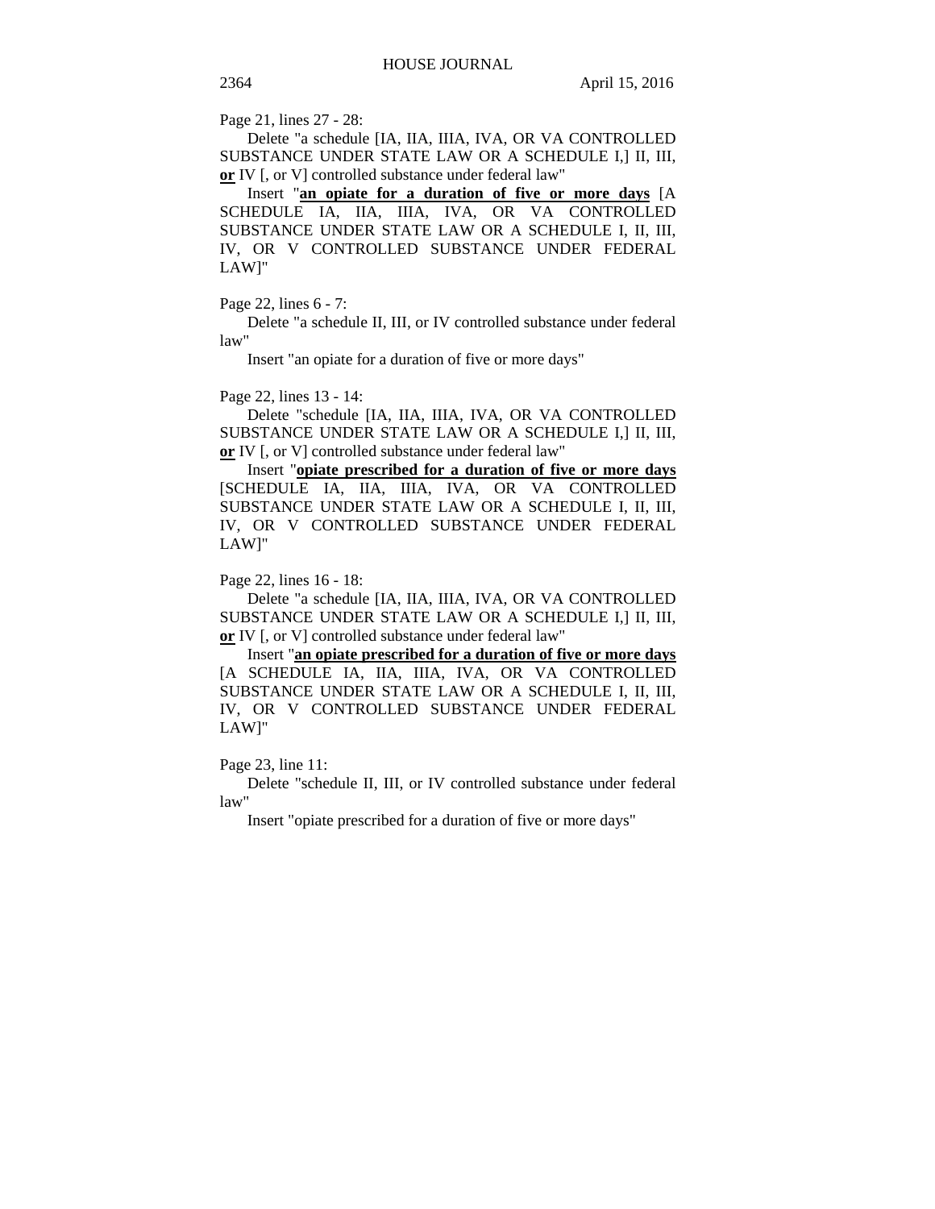Page 21, lines 27 - 28:

Delete "a schedule [IA, IIA, IIIA, IVA, OR VA CONTROLLED SUBSTANCE UNDER STATE LAW OR A SCHEDULE I,] II, III, **or** IV [, or V] controlled substance under federal law"

Insert "**an opiate for a duration of five or more days** [A SCHEDULE IA, IIA, IIIA, IVA, OR VA CONTROLLED SUBSTANCE UNDER STATE LAW OR A SCHEDULE I, II, III, IV, OR V CONTROLLED SUBSTANCE UNDER FEDERAL LAW]"

Page 22, lines 6 - 7:

Delete "a schedule II, III, or IV controlled substance under federal law"

Insert "an opiate for a duration of five or more days"

Page 22, lines 13 - 14:

Delete "schedule [IA, IIA, IIIA, IVA, OR VA CONTROLLED SUBSTANCE UNDER STATE LAW OR A SCHEDULE I,] II, III, **or** IV [, or V] controlled substance under federal law"

Insert "**opiate prescribed for a duration of five or more days** [SCHEDULE IA, IIA, IIIA, IVA, OR VA CONTROLLED SUBSTANCE UNDER STATE LAW OR A SCHEDULE I, II, III, IV, OR V CONTROLLED SUBSTANCE UNDER FEDERAL LAW]"

Page 22, lines 16 - 18:

Delete "a schedule [IA, IIA, IIIA, IVA, OR VA CONTROLLED SUBSTANCE UNDER STATE LAW OR A SCHEDULE I,] II, III, **or** IV [, or V] controlled substance under federal law"

Insert "**an opiate prescribed for a duration of five or more days** [A SCHEDULE IA, IIA, IIIA, IVA, OR VA CONTROLLED SUBSTANCE UNDER STATE LAW OR A SCHEDULE I, II, III, IV, OR V CONTROLLED SUBSTANCE UNDER FEDERAL LAW]"

Page 23, line 11:

Delete "schedule II, III, or IV controlled substance under federal law"

Insert "opiate prescribed for a duration of five or more days"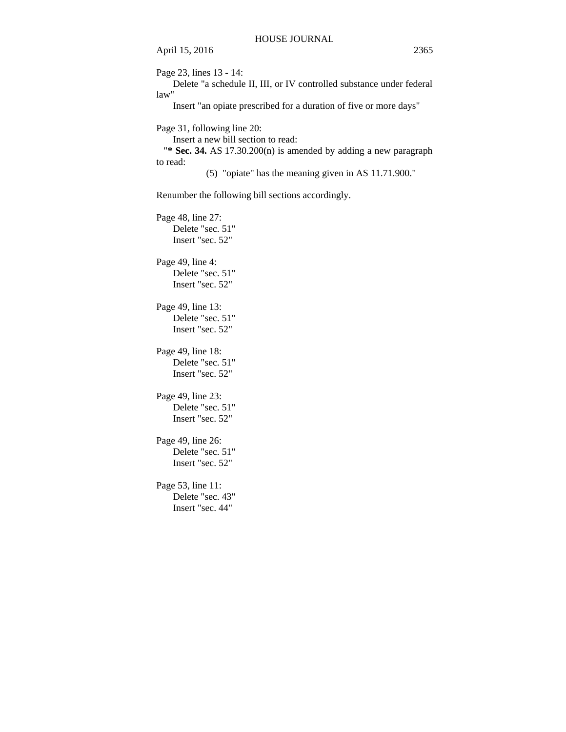Page 23, lines 13 - 14:
Delete "a schedule II, III, or IV controlled substance under federal law"
Insert "an opiate prescribed for a duration of five or more days"

Page 31, following line 20:
Insert a new bill section to read:
"* **Sec. 34.** AS 17.30.200(n) is amended by adding a new paragraph to read:

(5) "opiate" has the meaning given in AS 11.71.900."

Renumber the following bill sections accordingly.

Page 48, line 27:
Delete "sec. 51"
Insert "sec. 52"

Page 49, line 4:
Delete "sec. 51"
Insert "sec. 52"

Page 49, line 13:
Delete "sec. 51"
Insert "sec. 52"

Page 49, line 18:
Delete "sec. 51"
Insert "sec. 52"

Page 49, line 23:
Delete "sec. 51"
Insert "sec. 52"

Page 49, line 26:
Delete "sec. 51"
Insert "sec. 52"

Page 53, line 11:
Delete "sec. 43"
Insert "sec. 44"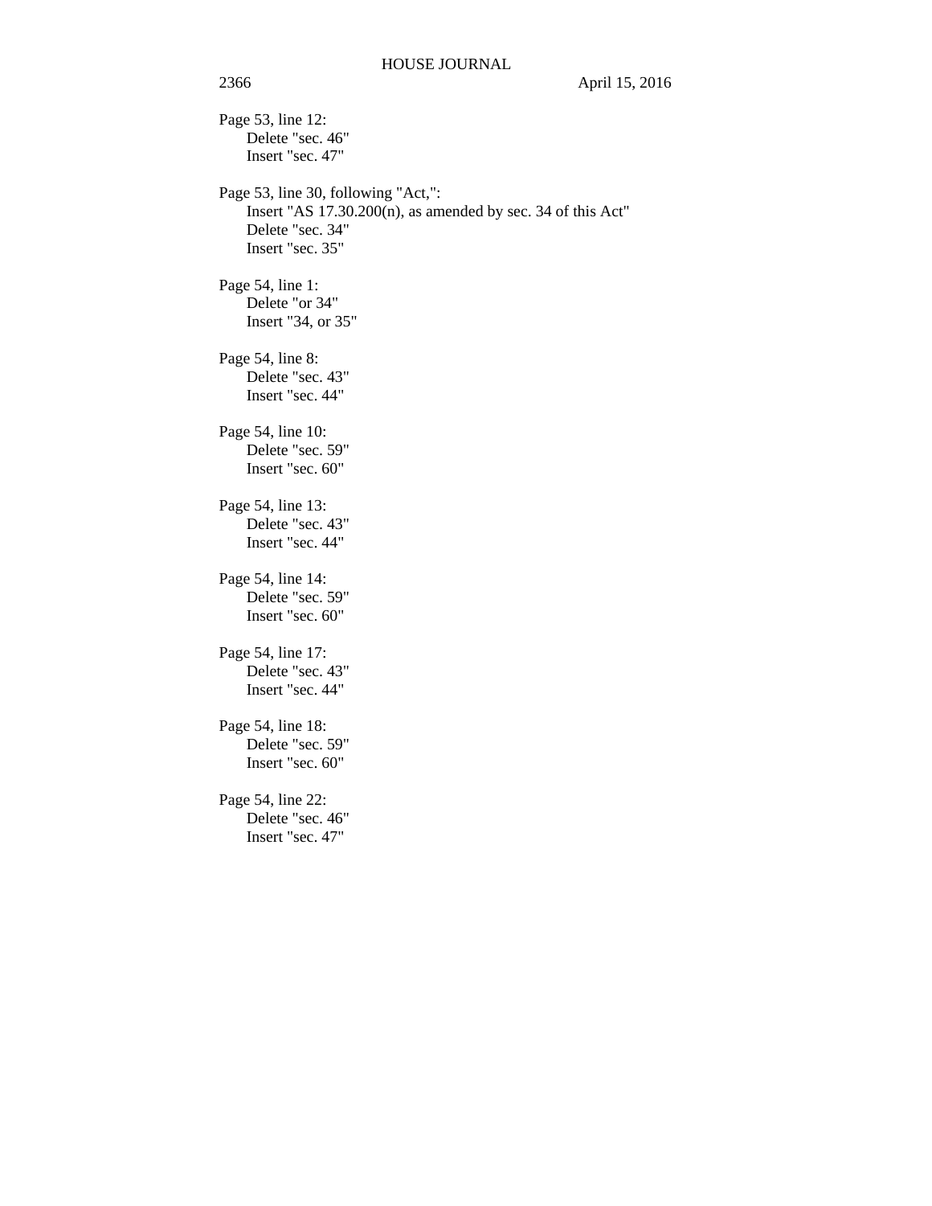Page 53, line 12:
Delete "sec. 46"
Insert "sec. 47"

Page 53, line 30, following "Act,":
Insert "AS 17.30.200(n), as amended by sec. 34 of this Act"
Delete "sec. 34"
Insert "sec. 35"

Page 54, line 1:
Delete "or 34"
Insert "34, or 35"

Page 54, line 8:
Delete "sec. 43"
Insert "sec. 44"

Page 54, line 10:
Delete "sec. 59"
Insert "sec. 60"

Page 54, line 13:
Delete "sec. 43"
Insert "sec. 44"

Page 54, line 14:
Delete "sec. 59"
Insert "sec. 60"

Page 54, line 17:
Delete "sec. 43"
Insert "sec. 44"

Page 54, line 18:
Delete "sec. 59"
Insert "sec. 60"

Page 54, line 22:
Delete "sec. 46"
Insert "sec. 47"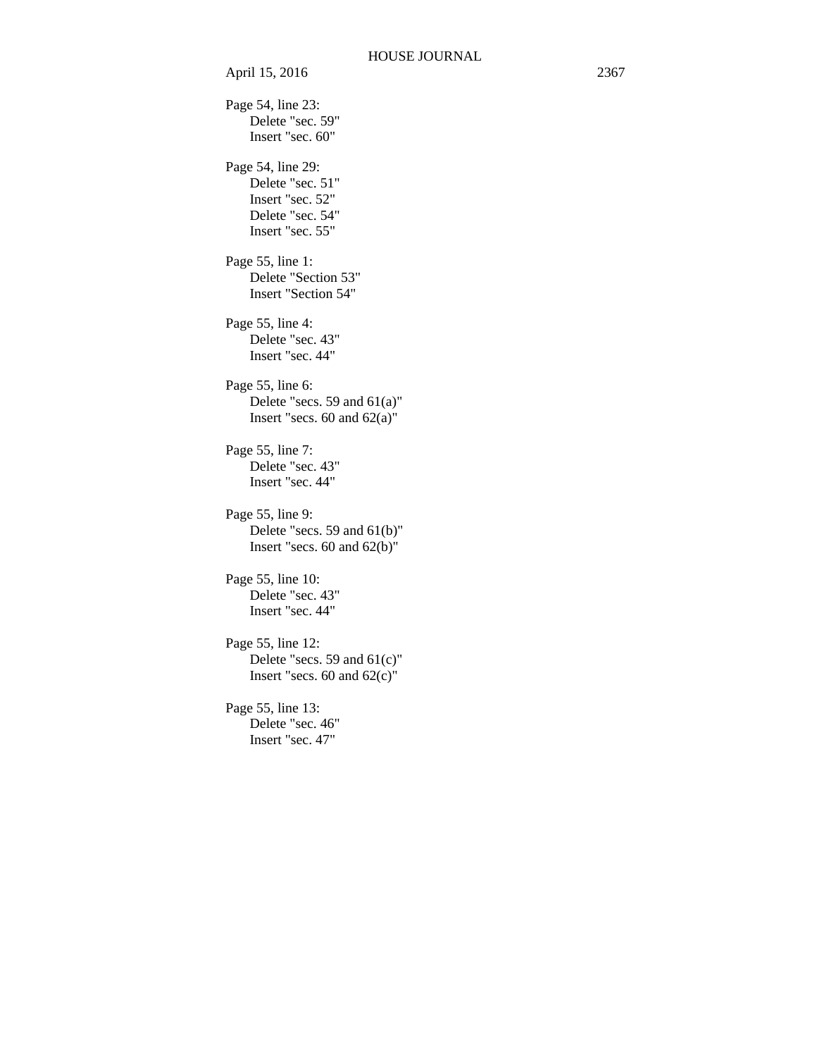Page 54, line 23:
Delete "sec. 59"
Insert "sec. 60"

Page 54, line 29:
Delete "sec. 51"
Insert "sec. 52"
Delete "sec. 54"
Insert "sec. 55"

Page 55, line 1:
Delete "Section 53"
Insert "Section 54"

Page 55, line 4:
Delete "sec. 43"
Insert "sec. 44"

Page 55, line 6:
Delete "secs. 59 and 61(a)"
Insert "secs. 60 and 62(a)"

Page 55, line 7:
Delete "sec. 43"
Insert "sec. 44"

Page 55, line 9:
Delete "secs. 59 and 61(b)"
Insert "secs. 60 and 62(b)"

Page 55, line 10:
Delete "sec. 43"
Insert "sec. 44"

Page 55, line 12:
Delete "secs. 59 and 61(c)"
Insert "secs. 60 and 62(c)"

Page 55, line 13:
Delete "sec. 46"
Insert "sec. 47"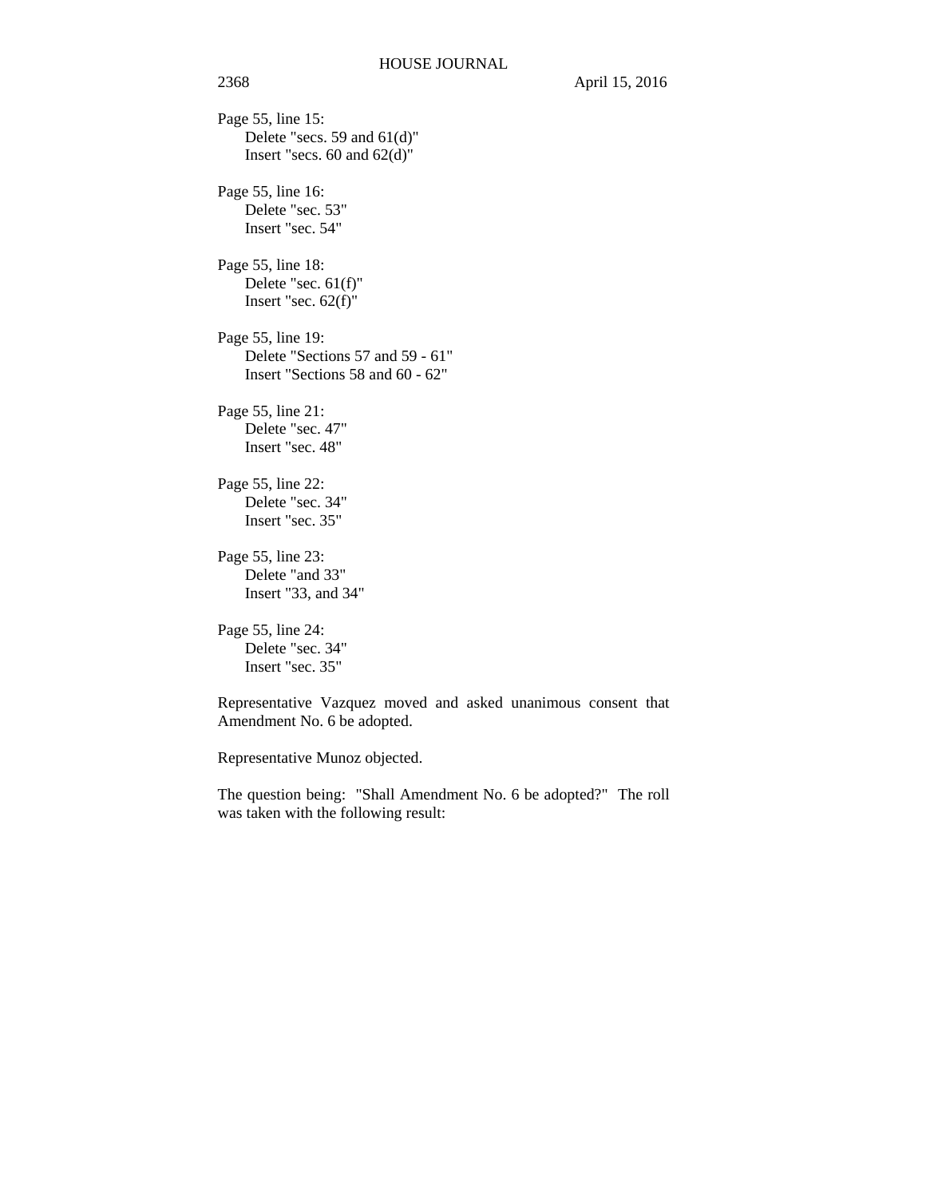Page 55, line 15:
Delete "secs. 59 and 61(d)"
Insert "secs. 60 and 62(d)"

Page 55, line 16:
Delete "sec. 53"
Insert "sec. 54"

Page 55, line 18:
Delete "sec. 61(f)"
Insert "sec. 62(f)"

Page 55, line 19:
Delete "Sections 57 and 59 - 61"
Insert "Sections 58 and 60 - 62"

Page 55, line 21:
Delete "sec. 47"
Insert "sec. 48"

Page 55, line 22:
Delete "sec. 34"
Insert "sec. 35"

Page 55, line 23:
Delete "and 33"
Insert "33, and 34"

Page 55, line 24:
Delete "sec. 34"
Insert "sec. 35"

Representative Vazquez moved and asked unanimous consent that Amendment No. 6 be adopted.

Representative Munoz objected.

The question being: "Shall Amendment No. 6 be adopted?" The roll was taken with the following result: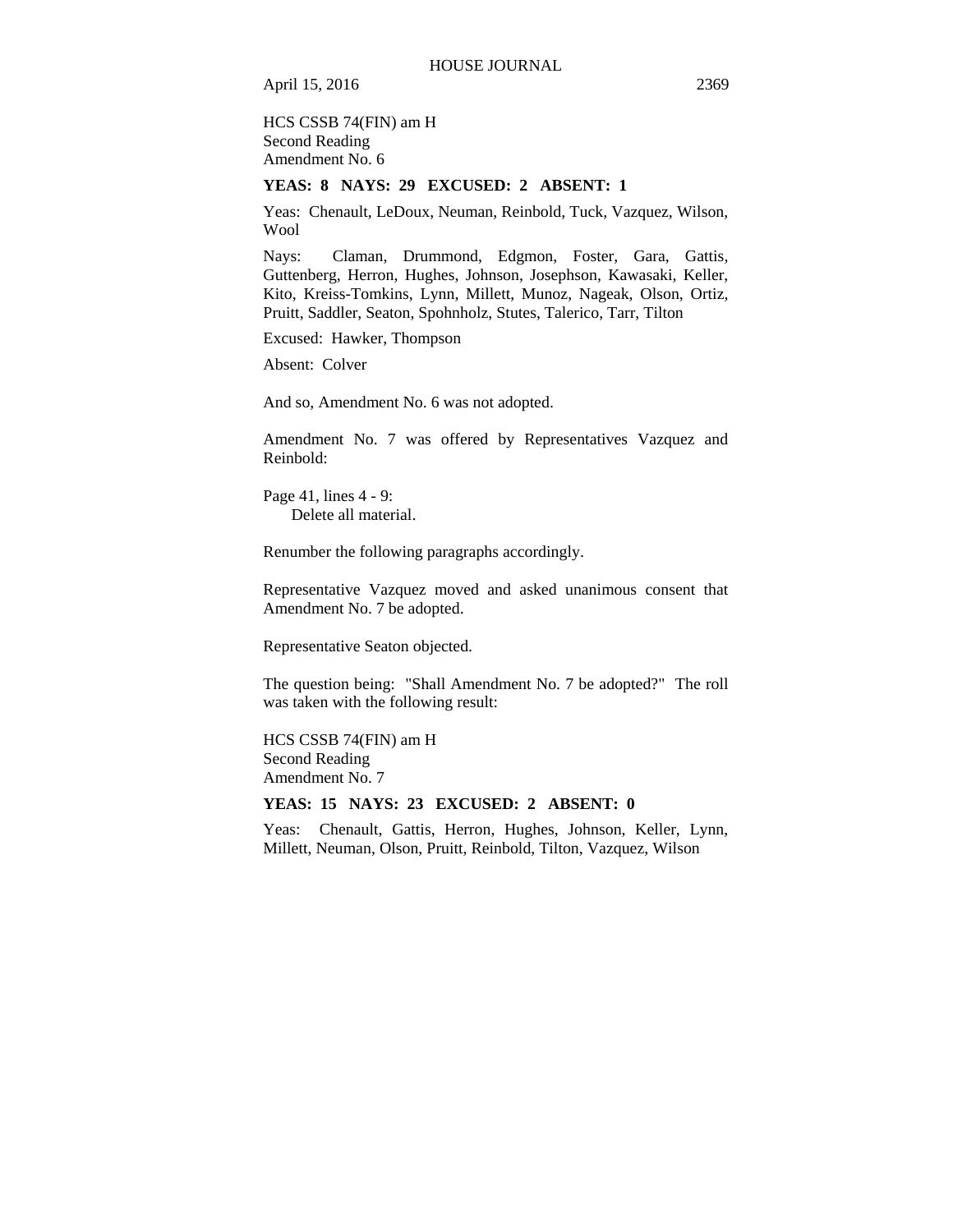HCS CSSB 74(FIN) am H
Second Reading
Amendment No. 6

**YEAS: 8 NAYS: 29 EXCUSED: 2 ABSENT: 1**

Yeas: Chenault, LeDoux, Neuman, Reinbold, Tuck, Vazquez, Wilson, Wool

Nays: Claman, Drummond, Edgmon, Foster, Gara, Gattis, Guttenberg, Herron, Hughes, Johnson, Josephson, Kawasaki, Keller, Kito, Kreiss-Tomkins, Lynn, Millett, Munoz, Nageak, Olson, Ortiz, Pruitt, Saddler, Seaton, Spohnholz, Stutes, Talerico, Tarr, Tilton

Excused: Hawker, Thompson

Absent: Colver

And so, Amendment No. 6 was not adopted.

Amendment No. 7 was offered by Representatives Vazquez and Reinbold:

Page 41, lines 4 - 9:
Delete all material.

Renumber the following paragraphs accordingly.

Representative Vazquez moved and asked unanimous consent that Amendment No. 7 be adopted.

Representative Seaton objected.

The question being: "Shall Amendment No. 7 be adopted?" The roll was taken with the following result:

HCS CSSB 74(FIN) am H
Second Reading
Amendment No. 7

**YEAS: 15 NAYS: 23 EXCUSED: 2 ABSENT: 0**

Yeas: Chenault, Gattis, Herron, Hughes, Johnson, Keller, Lynn, Millett, Neuman, Olson, Pruitt, Reinbold, Tilton, Vazquez, Wilson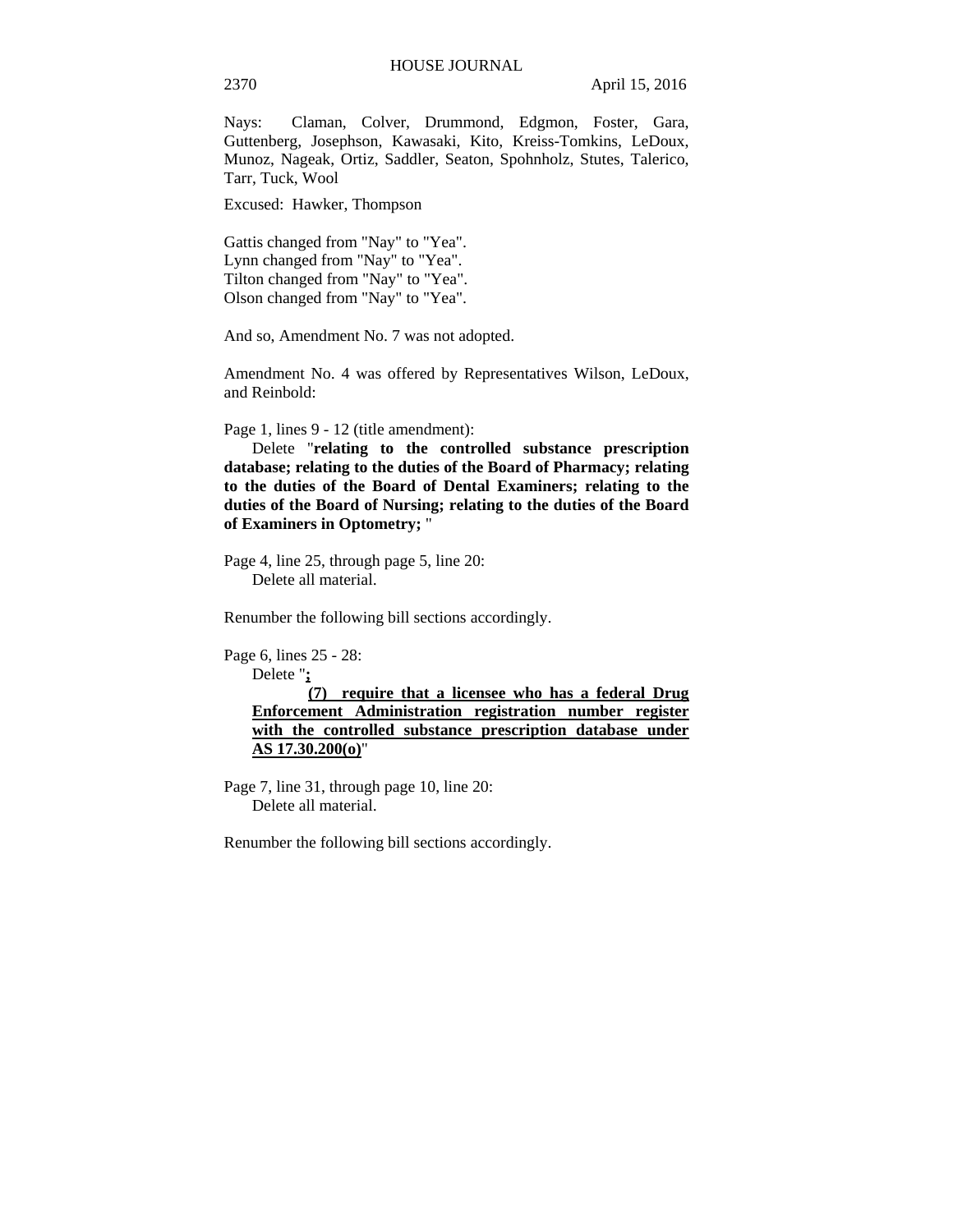Nays: Claman, Colver, Drummond, Edgmon, Foster, Gara, Guttenberg, Josephson, Kawasaki, Kito, Kreiss-Tomkins, LeDoux, Munoz, Nageak, Ortiz, Saddler, Seaton, Spohnholz, Stutes, Talerico, Tarr, Tuck, Wool

Excused: Hawker, Thompson

Gattis changed from "Nay" to "Yea".
Lynn changed from "Nay" to "Yea".
Tilton changed from "Nay" to "Yea".
Olson changed from "Nay" to "Yea".

And so, Amendment No. 7 was not adopted.

Amendment No. 4 was offered by Representatives Wilson, LeDoux, and Reinbold:

Page 1, lines 9 - 12 (title amendment):

Delete "**relating to the controlled substance prescription database; relating to the duties of the Board of Pharmacy; relating to the duties of the Board of Dental Examiners; relating to the duties of the Board of Nursing; relating to the duties of the Board of Examiners in Optometry;** "

Page 4, line 25, through page 5, line 20:

Delete all material.

Renumber the following bill sections accordingly.

Page 6, lines 25 - 28:

Delete "**<u>;</u>**

**<u>(7) require that a licensee who has a federal Drug Enforcement Administration registration number register with the controlled substance prescription database under AS 17.30.200(o)</u>**"

Page 7, line 31, through page 10, line 20:

Delete all material.

Renumber the following bill sections accordingly.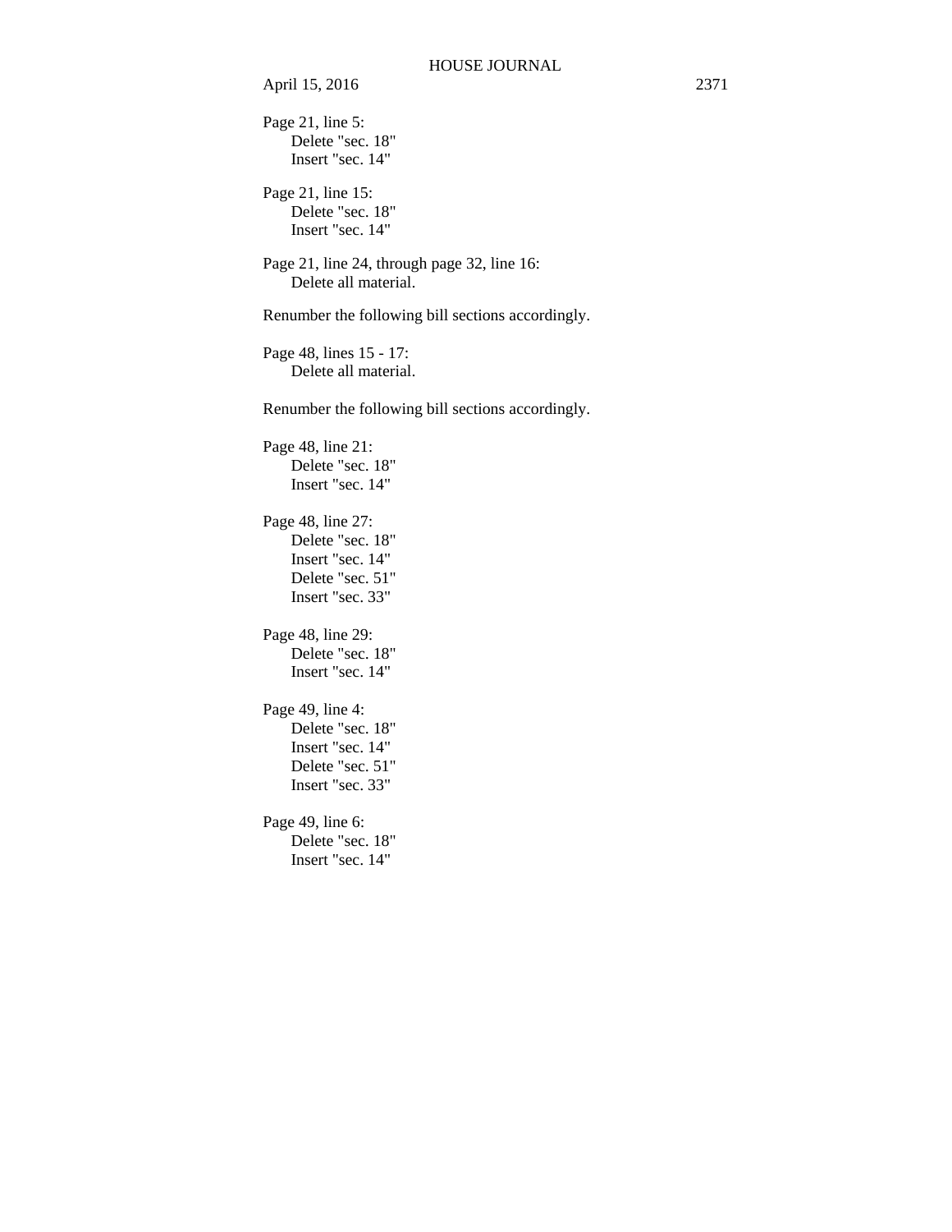Page 21, line 5:
    Delete "sec. 18"
    Insert "sec. 14"

Page 21, line 15:
    Delete "sec. 18"
    Insert "sec. 14"

Page 21, line 24, through page 32, line 16:
    Delete all material.

Renumber the following bill sections accordingly.

Page 48, lines 15 - 17:
    Delete all material.

Renumber the following bill sections accordingly.

Page 48, line 21:
    Delete "sec. 18"
    Insert "sec. 14"

Page 48, line 27:
    Delete "sec. 18"
    Insert "sec. 14"
    Delete "sec. 51"
    Insert "sec. 33"

Page 48, line 29:
    Delete "sec. 18"
    Insert "sec. 14"

Page 49, line 4:
    Delete "sec. 18"
    Insert "sec. 14"
    Delete "sec. 51"
    Insert "sec. 33"

Page 49, line 6:
    Delete "sec. 18"
    Insert "sec. 14"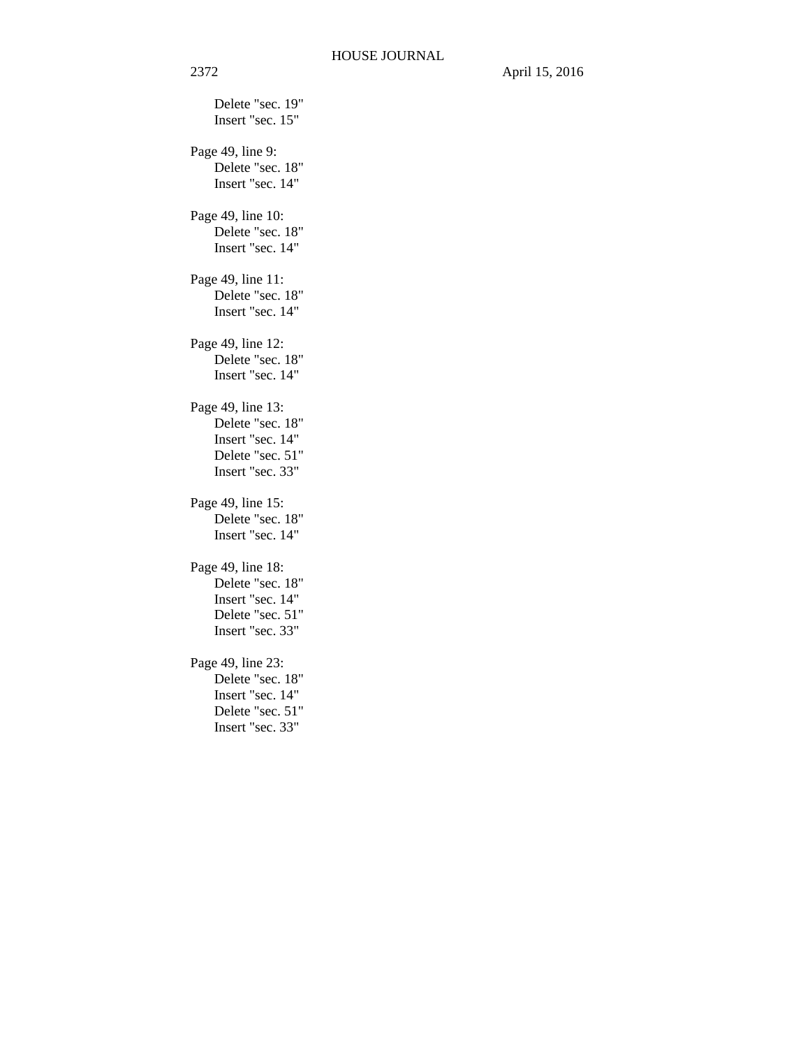Delete "sec. 19"
Insert "sec. 15"

Page 49, line 9:
Delete "sec. 18"
Insert "sec. 14"

Page 49, line 10:
Delete "sec. 18"
Insert "sec. 14"

Page 49, line 11:
Delete "sec. 18"
Insert "sec. 14"

Page 49, line 12:
Delete "sec. 18"
Insert "sec. 14"

Page 49, line 13:
Delete "sec. 18"
Insert "sec. 14"
Delete "sec. 51"
Insert "sec. 33"

Page 49, line 15:
Delete "sec. 18"
Insert "sec. 14"

Page 49, line 18:
Delete "sec. 18"
Insert "sec. 14"
Delete "sec. 51"
Insert "sec. 33"

Page 49, line 23:
Delete "sec. 18"
Insert "sec. 14"
Delete "sec. 51"
Insert "sec. 33"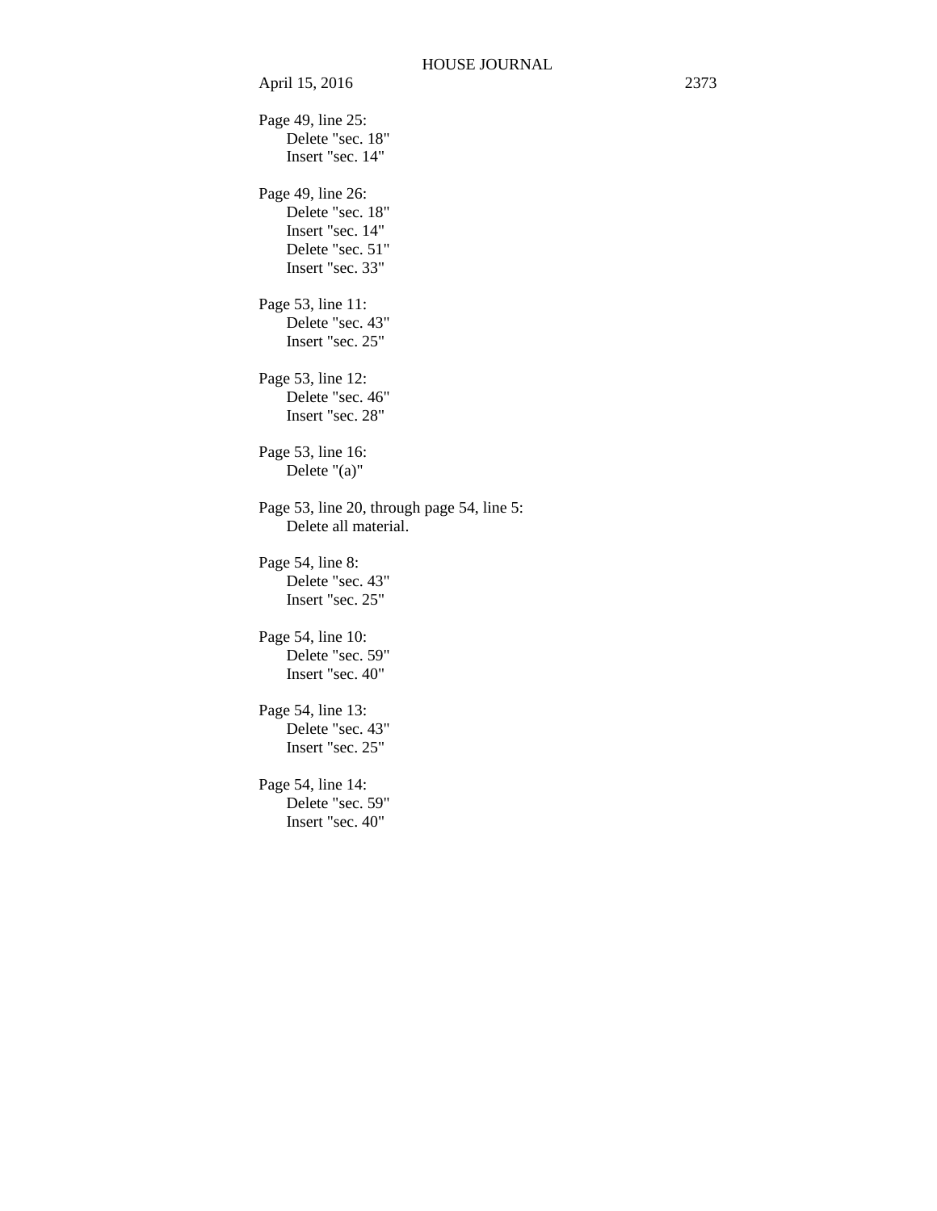Page 49, line 25:
Delete "sec. 18"
Insert "sec. 14"

Page 49, line 26:
Delete "sec. 18"
Insert "sec. 14"
Delete "sec. 51"
Insert "sec. 33"

Page 53, line 11:
Delete "sec. 43"
Insert "sec. 25"

Page 53, line 12:
Delete "sec. 46"
Insert "sec. 28"

Page 53, line 16:
Delete "(a)"

Page 53, line 20, through page 54, line 5:
Delete all material.

Page 54, line 8:
Delete "sec. 43"
Insert "sec. 25"

Page 54, line 10:
Delete "sec. 59"
Insert "sec. 40"

Page 54, line 13:
Delete "sec. 43"
Insert "sec. 25"

Page 54, line 14:
Delete "sec. 59"
Insert "sec. 40"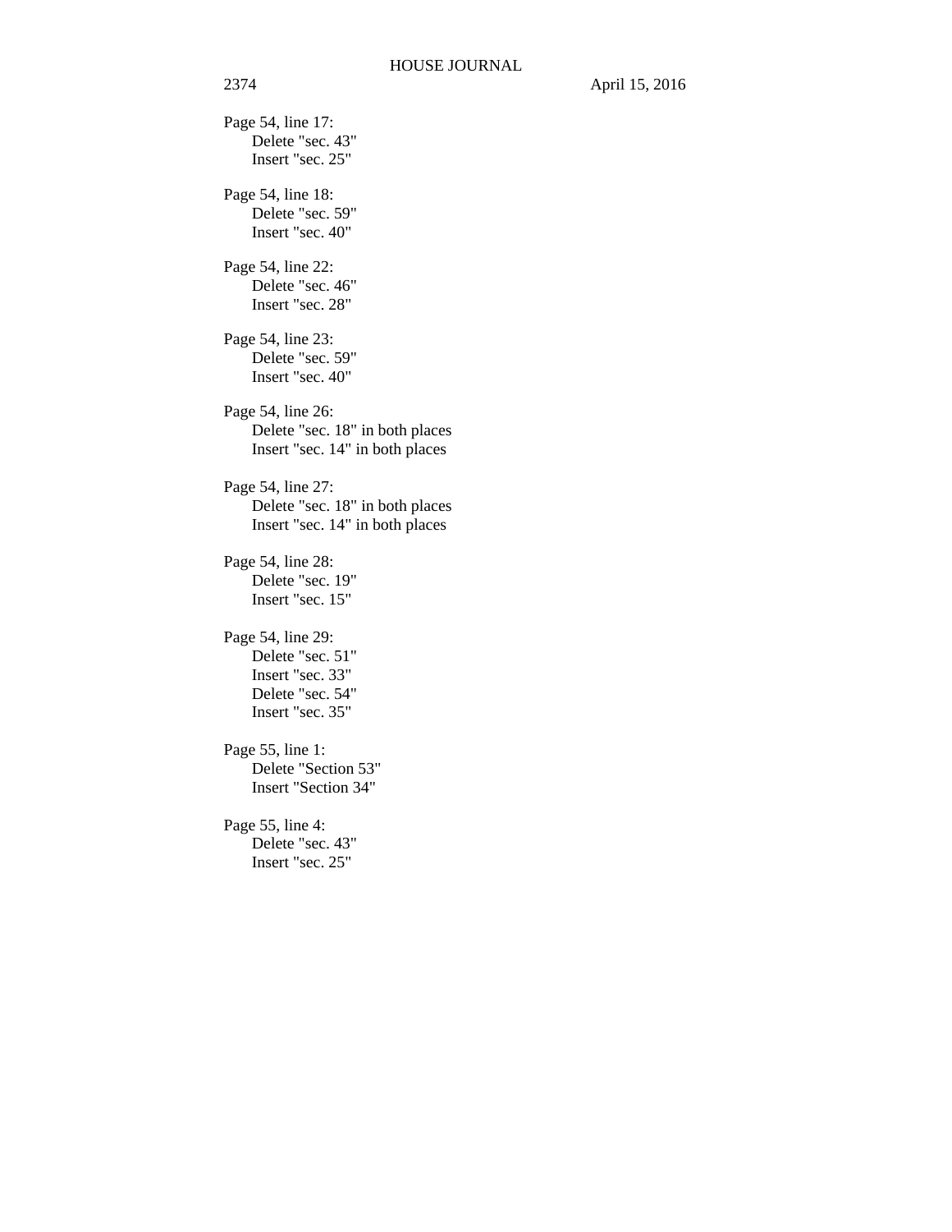Page 54, line 17:
Delete "sec. 43"
Insert "sec. 25"

Page 54, line 18:
Delete "sec. 59"
Insert "sec. 40"

Page 54, line 22:
Delete "sec. 46"
Insert "sec. 28"

Page 54, line 23:
Delete "sec. 59"
Insert "sec. 40"

Page 54, line 26:
Delete "sec. 18" in both places
Insert "sec. 14" in both places

Page 54, line 27:
Delete "sec. 18" in both places
Insert "sec. 14" in both places

Page 54, line 28:
Delete "sec. 19"
Insert "sec. 15"

Page 54, line 29:
Delete "sec. 51"
Insert "sec. 33"
Delete "sec. 54"
Insert "sec. 35"

Page 55, line 1:
Delete "Section 53"
Insert "Section 34"

Page 55, line 4:
Delete "sec. 43"
Insert "sec. 25"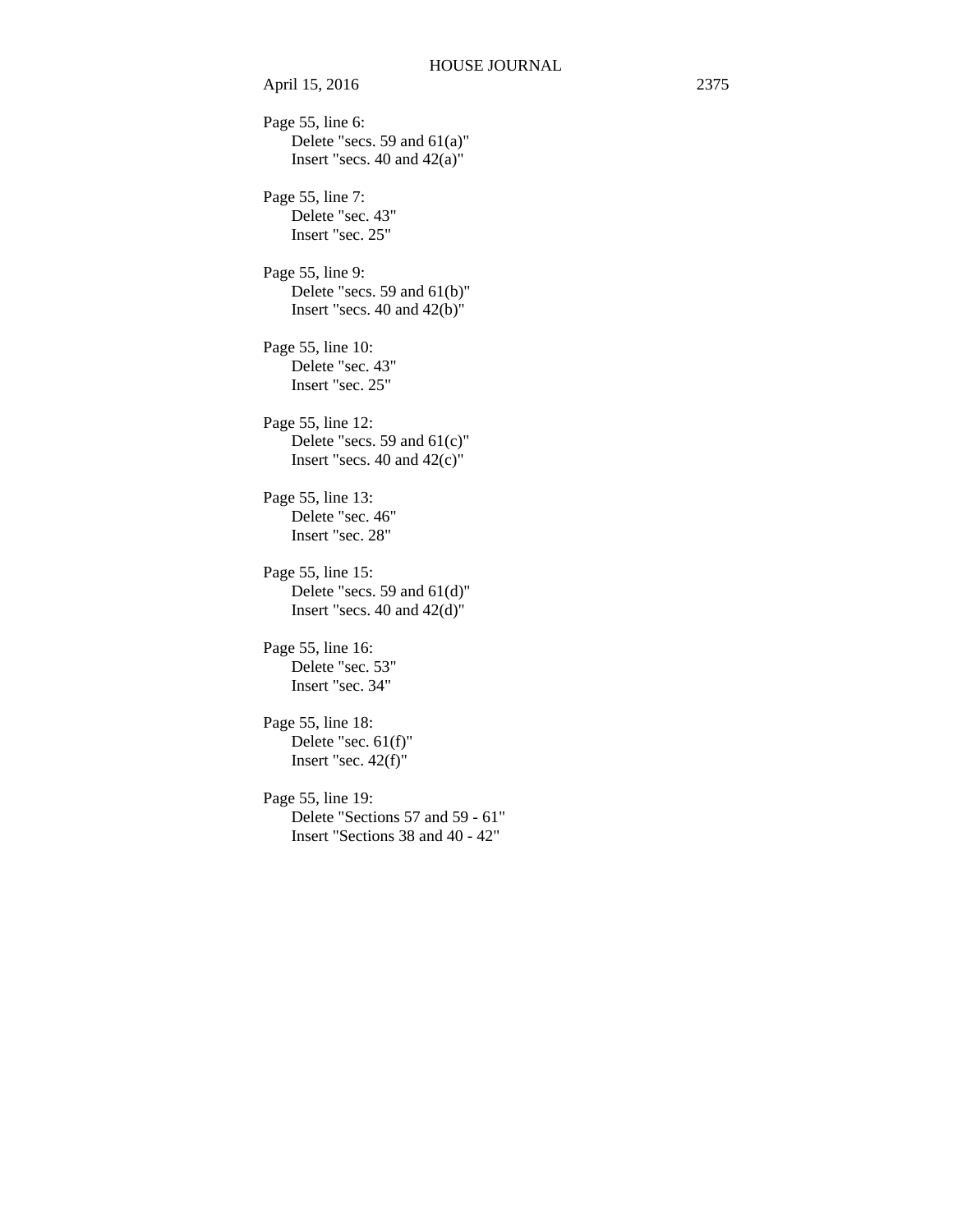Page 55, line 6:
Delete "secs. 59 and 61(a)"
Insert "secs. 40 and 42(a)"

Page 55, line 7:
Delete "sec. 43"
Insert "sec. 25"

Page 55, line 9:
Delete "secs. 59 and 61(b)"
Insert "secs. 40 and 42(b)"

Page 55, line 10:
Delete "sec. 43"
Insert "sec. 25"

Page 55, line 12:
Delete "secs. 59 and 61(c)"
Insert "secs. 40 and 42(c)"

Page 55, line 13:
Delete "sec. 46"
Insert "sec. 28"

Page 55, line 15:
Delete "secs. 59 and 61(d)"
Insert "secs. 40 and 42(d)"

Page 55, line 16:
Delete "sec. 53"
Insert "sec. 34"

Page 55, line 18:
Delete "sec. 61(f)"
Insert "sec. 42(f)"

Page 55, line 19:
Delete "Sections 57 and 59 - 61"
Insert "Sections 38 and 40 - 42"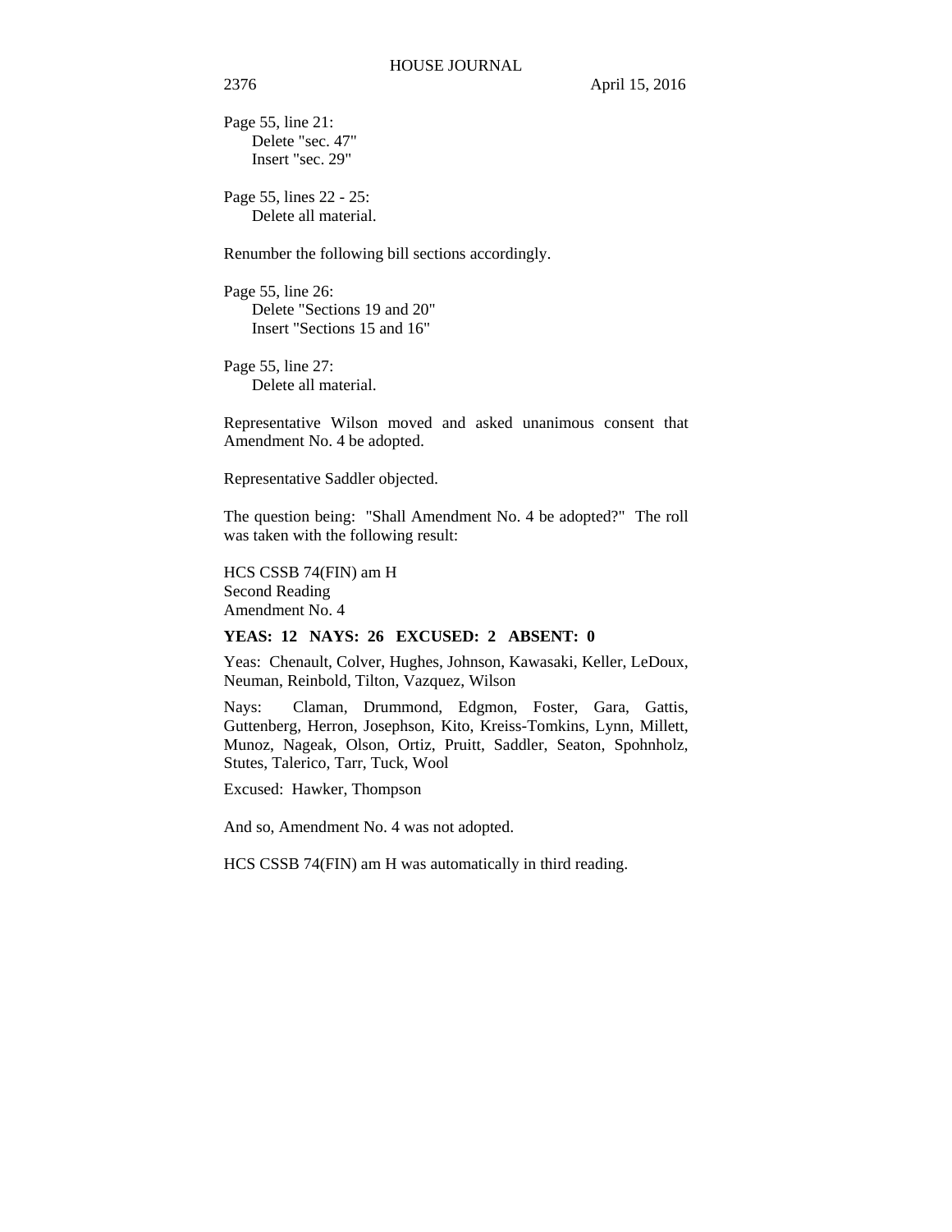Page 55, line 21:
    Delete "sec. 47"
    Insert "sec. 29"

Page 55, lines 22 - 25:
    Delete all material.

Renumber the following bill sections accordingly.

Page 55, line 26:
    Delete "Sections 19 and 20"
    Insert "Sections 15 and 16"

Page 55, line 27:
    Delete all material.

Representative Wilson moved and asked unanimous consent that Amendment No. 4 be adopted.

Representative Saddler objected.

The question being: "Shall Amendment No. 4 be adopted?" The roll was taken with the following result:

HCS CSSB 74(FIN) am H
Second Reading
Amendment No. 4

**YEAS: 12 NAYS: 26 EXCUSED: 2 ABSENT: 0**

Yeas: Chenault, Colver, Hughes, Johnson, Kawasaki, Keller, LeDoux, Neuman, Reinbold, Tilton, Vazquez, Wilson

Nays: Claman, Drummond, Edgmon, Foster, Gara, Gattis, Guttenberg, Herron, Josephson, Kito, Kreiss-Tomkins, Lynn, Millett, Munoz, Nageak, Olson, Ortiz, Pruitt, Saddler, Seaton, Spohnholz, Stutes, Talerico, Tarr, Tuck, Wool

Excused: Hawker, Thompson

And so, Amendment No. 4 was not adopted.

HCS CSSB 74(FIN) am H was automatically in third reading.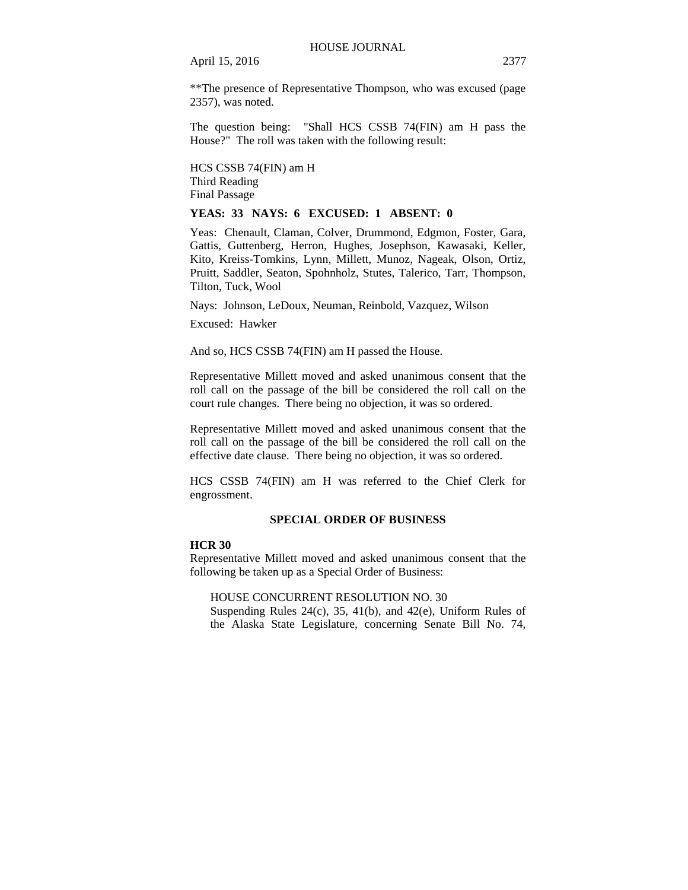**The presence of Representative Thompson, who was excused (page 2357), was noted.

The question being: "Shall HCS CSSB 74(FIN) am H pass the House?" The roll was taken with the following result:

HCS CSSB 74(FIN) am H
Third Reading
Final Passage

**YEAS: 33 NAYS: 6 EXCUSED: 1 ABSENT: 0**

Yeas: Chenault, Claman, Colver, Drummond, Edgmon, Foster, Gara, Gattis, Guttenberg, Herron, Hughes, Josephson, Kawasaki, Keller, Kito, Kreiss-Tomkins, Lynn, Millett, Munoz, Nageak, Olson, Ortiz, Pruitt, Saddler, Seaton, Spohnholz, Stutes, Talerico, Tarr, Thompson, Tilton, Tuck, Wool

Nays: Johnson, LeDoux, Neuman, Reinbold, Vazquez, Wilson

Excused: Hawker

And so, HCS CSSB 74(FIN) am H passed the House.

Representative Millett moved and asked unanimous consent that the roll call on the passage of the bill be considered the roll call on the court rule changes. There being no objection, it was so ordered.

Representative Millett moved and asked unanimous consent that the roll call on the passage of the bill be considered the roll call on the effective date clause. There being no objection, it was so ordered.

HCS CSSB 74(FIN) am H was referred to the Chief Clerk for engrossment.

## SPECIAL ORDER OF BUSINESS

**HCR 30**
Representative Millett moved and asked unanimous consent that the following be taken up as a Special Order of Business:

HOUSE CONCURRENT RESOLUTION NO. 30
Suspending Rules 24(c), 35, 41(b), and 42(e), Uniform Rules of the Alaska State Legislature, concerning Senate Bill No. 74,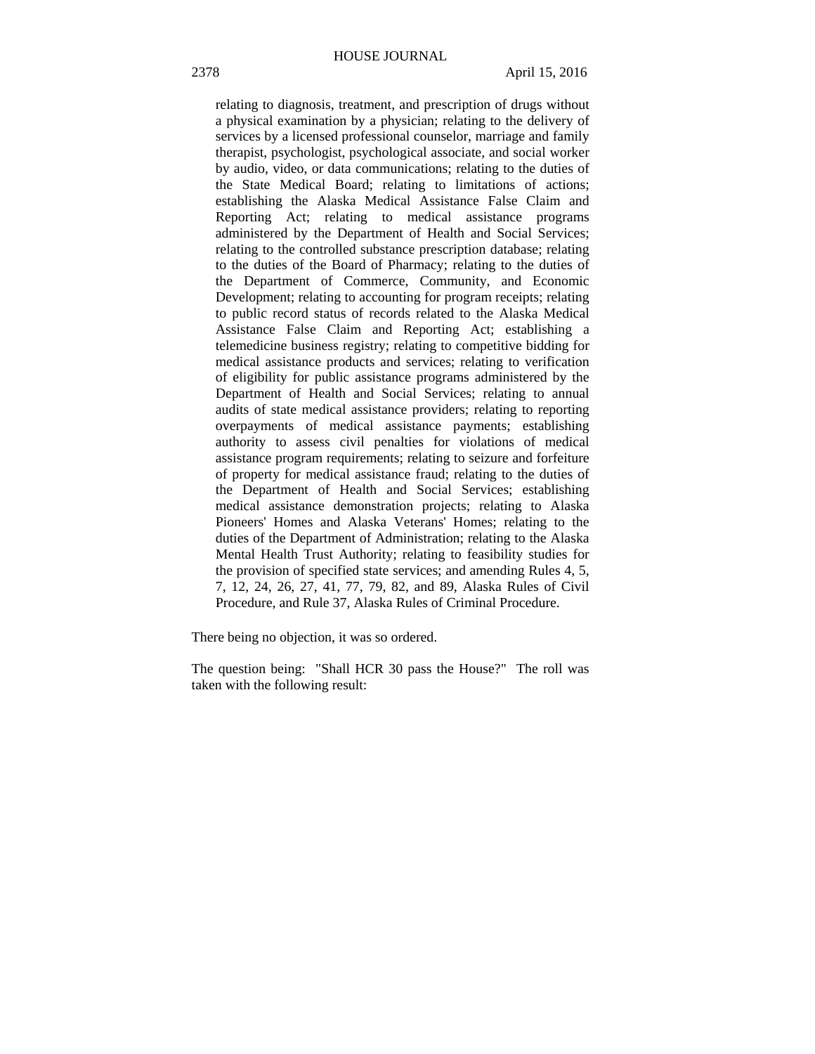relating to diagnosis, treatment, and prescription of drugs without a physical examination by a physician; relating to the delivery of services by a licensed professional counselor, marriage and family therapist, psychologist, psychological associate, and social worker by audio, video, or data communications; relating to the duties of the State Medical Board; relating to limitations of actions; establishing the Alaska Medical Assistance False Claim and Reporting Act; relating to medical assistance programs administered by the Department of Health and Social Services; relating to the controlled substance prescription database; relating to the duties of the Board of Pharmacy; relating to the duties of the Department of Commerce, Community, and Economic Development; relating to accounting for program receipts; relating to public record status of records related to the Alaska Medical Assistance False Claim and Reporting Act; establishing a telemedicine business registry; relating to competitive bidding for medical assistance products and services; relating to verification of eligibility for public assistance programs administered by the Department of Health and Social Services; relating to annual audits of state medical assistance providers; relating to reporting overpayments of medical assistance payments; establishing authority to assess civil penalties for violations of medical assistance program requirements; relating to seizure and forfeiture of property for medical assistance fraud; relating to the duties of the Department of Health and Social Services; establishing medical assistance demonstration projects; relating to Alaska Pioneers' Homes and Alaska Veterans' Homes; relating to the duties of the Department of Administration; relating to the Alaska Mental Health Trust Authority; relating to feasibility studies for the provision of specified state services; and amending Rules 4, 5, 7, 12, 24, 26, 27, 41, 77, 79, 82, and 89, Alaska Rules of Civil Procedure, and Rule 37, Alaska Rules of Criminal Procedure.

There being no objection, it was so ordered.

The question being: "Shall HCR 30 pass the House?" The roll was taken with the following result: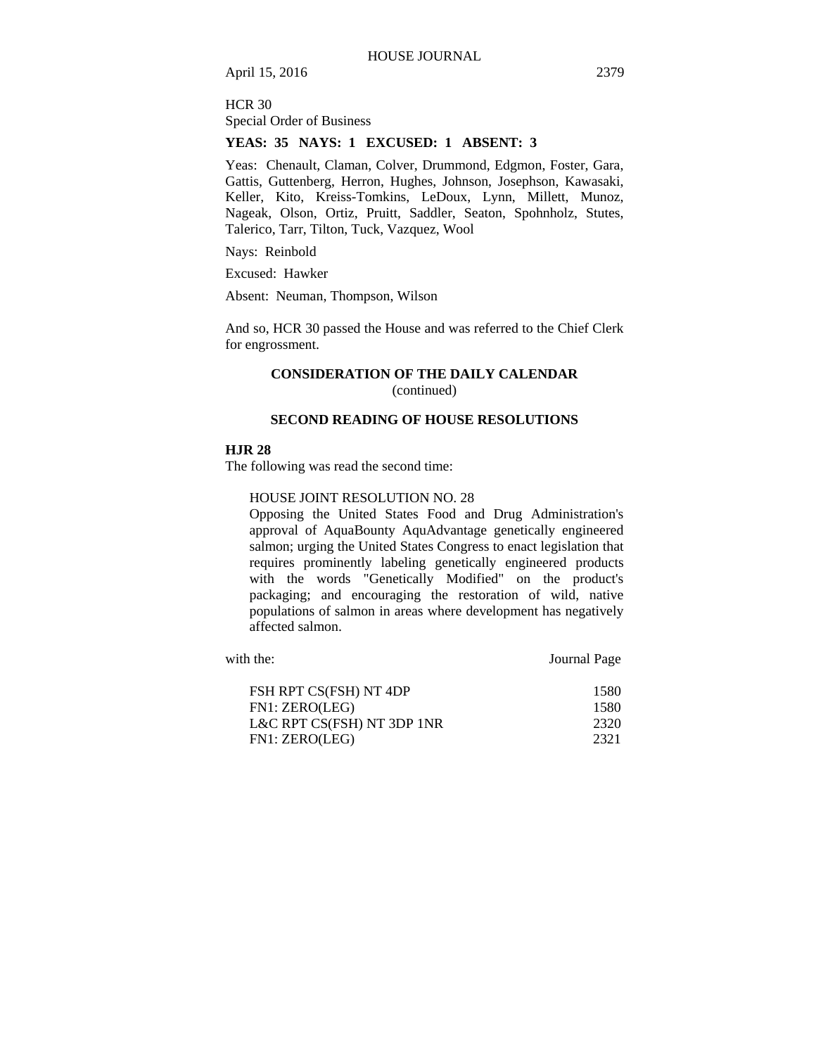HCR 30
Special Order of Business

**YEAS: 35 NAYS: 1 EXCUSED: 1 ABSENT: 3**

Yeas: Chenault, Claman, Colver, Drummond, Edgmon, Foster, Gara, Gattis, Guttenberg, Herron, Hughes, Johnson, Josephson, Kawasaki, Keller, Kito, Kreiss-Tomkins, LeDoux, Lynn, Millett, Munoz, Nageak, Olson, Ortiz, Pruitt, Saddler, Seaton, Spohnholz, Stutes, Talerico, Tarr, Tilton, Tuck, Vazquez, Wool

Nays: Reinbold

Excused: Hawker

Absent: Neuman, Thompson, Wilson

And so, HCR 30 passed the House and was referred to the Chief Clerk for engrossment.

## CONSIDERATION OF THE DAILY CALENDAR
(continued)

## SECOND READING OF HOUSE RESOLUTIONS

**HJR 28**
The following was read the second time:

HOUSE JOINT RESOLUTION NO. 28
Opposing the United States Food and Drug Administration's approval of AquaBounty AquAdvantage genetically engineered salmon; urging the United States Congress to enact legislation that requires prominently labeling genetically engineered products with the words "Genetically Modified" on the product's packaging; and encouraging the restoration of wild, native populations of salmon in areas where development has negatively affected salmon.

| with the: | Journal Page |
|---|---|
| FSH RPT CS(FSH) NT 4DP | 1580 |
| FN1: ZERO(LEG) | 1580 |
| L&C RPT CS(FSH) NT 3DP 1NR | 2320 |
| FN1: ZERO(LEG) | 2321 |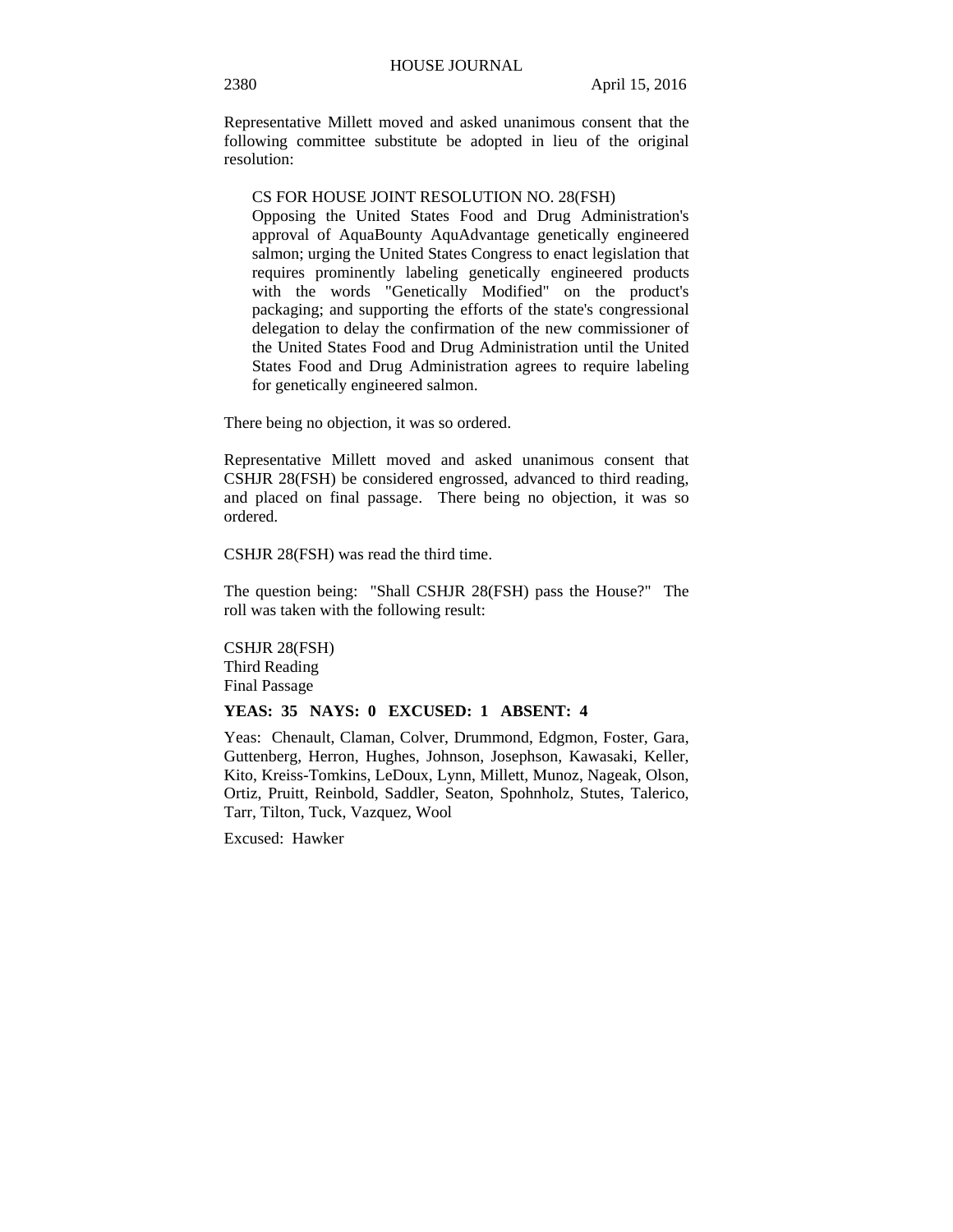Representative Millett moved and asked unanimous consent that the following committee substitute be adopted in lieu of the original resolution:

> CS FOR HOUSE JOINT RESOLUTION NO. 28(FSH)
> Opposing the United States Food and Drug Administration's approval of AquaBounty AquAdvantage genetically engineered salmon; urging the United States Congress to enact legislation that requires prominently labeling genetically engineered products with the words "Genetically Modified" on the product's packaging; and supporting the efforts of the state's congressional delegation to delay the confirmation of the new commissioner of the United States Food and Drug Administration until the United States Food and Drug Administration agrees to require labeling for genetically engineered salmon.

There being no objection, it was so ordered.

Representative Millett moved and asked unanimous consent that CSHJR 28(FSH) be considered engrossed, advanced to third reading, and placed on final passage. There being no objection, it was so ordered.

CSHJR 28(FSH) was read the third time.

The question being: "Shall CSHJR 28(FSH) pass the House?" The roll was taken with the following result:

CSHJR 28(FSH)
Third Reading
Final Passage

**YEAS: 35 NAYS: 0 EXCUSED: 1 ABSENT: 4**

Yeas: Chenault, Claman, Colver, Drummond, Edgmon, Foster, Gara, Guttenberg, Herron, Hughes, Johnson, Josephson, Kawasaki, Keller, Kito, Kreiss-Tomkins, LeDoux, Lynn, Millett, Munoz, Nageak, Olson, Ortiz, Pruitt, Reinbold, Saddler, Seaton, Spohnholz, Stutes, Talerico, Tarr, Tilton, Tuck, Vazquez, Wool

Excused: Hawker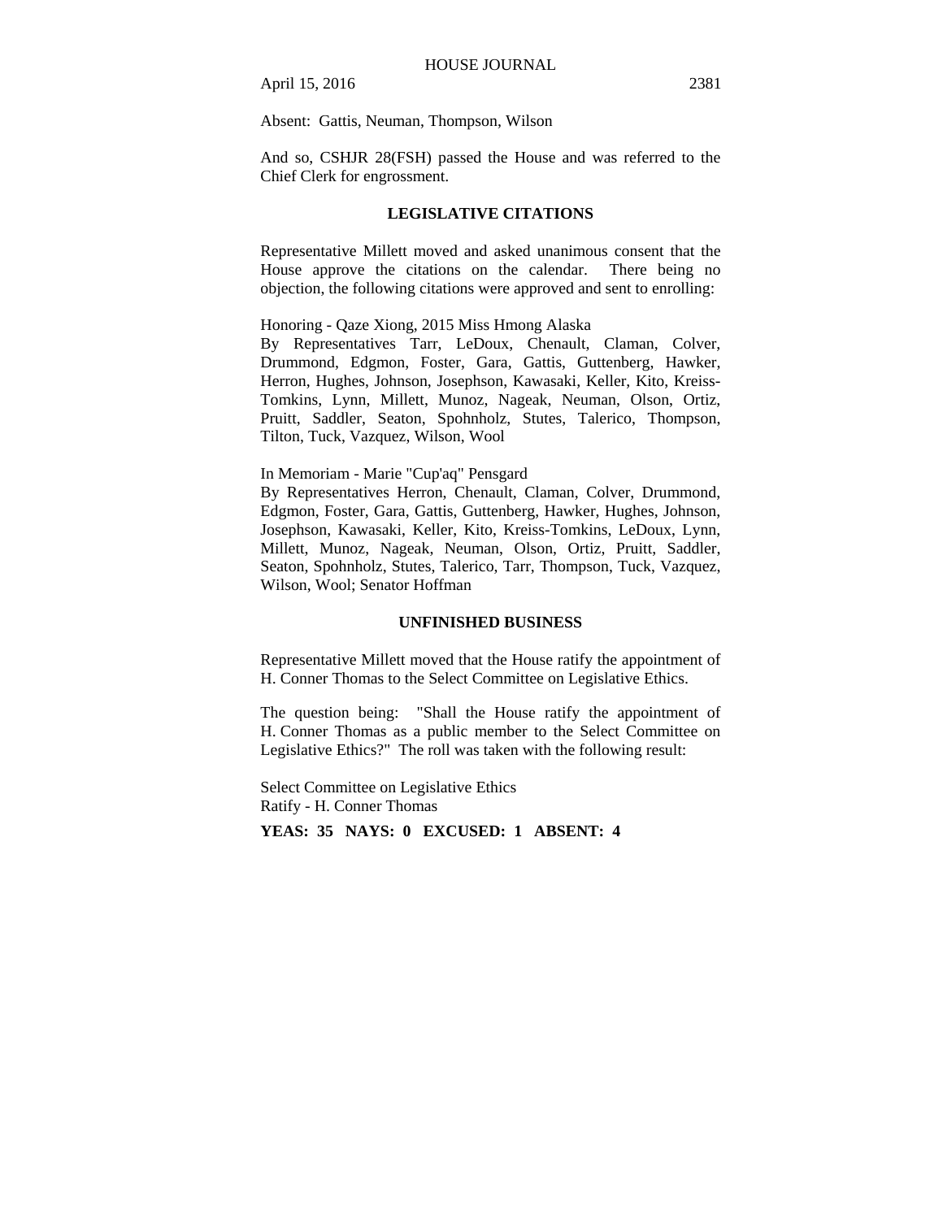Absent: Gattis, Neuman, Thompson, Wilson

And so, CSHJR 28(FSH) passed the House and was referred to the Chief Clerk for engrossment.

## LEGISLATIVE CITATIONS

Representative Millett moved and asked unanimous consent that the House approve the citations on the calendar. There being no objection, the following citations were approved and sent to enrolling:

Honoring - Qaze Xiong, 2015 Miss Hmong Alaska
By Representatives Tarr, LeDoux, Chenault, Claman, Colver, Drummond, Edgmon, Foster, Gara, Gattis, Guttenberg, Hawker, Herron, Hughes, Johnson, Josephson, Kawasaki, Keller, Kito, Kreiss-Tomkins, Lynn, Millett, Munoz, Nageak, Neuman, Olson, Ortiz, Pruitt, Saddler, Seaton, Spohnholz, Stutes, Talerico, Thompson, Tilton, Tuck, Vazquez, Wilson, Wool

In Memoriam - Marie "Cup'aq" Pensgard
By Representatives Herron, Chenault, Claman, Colver, Drummond, Edgmon, Foster, Gara, Gattis, Guttenberg, Hawker, Hughes, Johnson, Josephson, Kawasaki, Keller, Kito, Kreiss-Tomkins, LeDoux, Lynn, Millett, Munoz, Nageak, Neuman, Olson, Ortiz, Pruitt, Saddler, Seaton, Spohnholz, Stutes, Talerico, Tarr, Thompson, Tuck, Vazquez, Wilson, Wool; Senator Hoffman

## UNFINISHED BUSINESS

Representative Millett moved that the House ratify the appointment of H. Conner Thomas to the Select Committee on Legislative Ethics.

The question being: "Shall the House ratify the appointment of H. Conner Thomas as a public member to the Select Committee on Legislative Ethics?" The roll was taken with the following result:

Select Committee on Legislative Ethics
Ratify - H. Conner Thomas

**YEAS: 35 NAYS: 0 EXCUSED: 1 ABSENT: 4**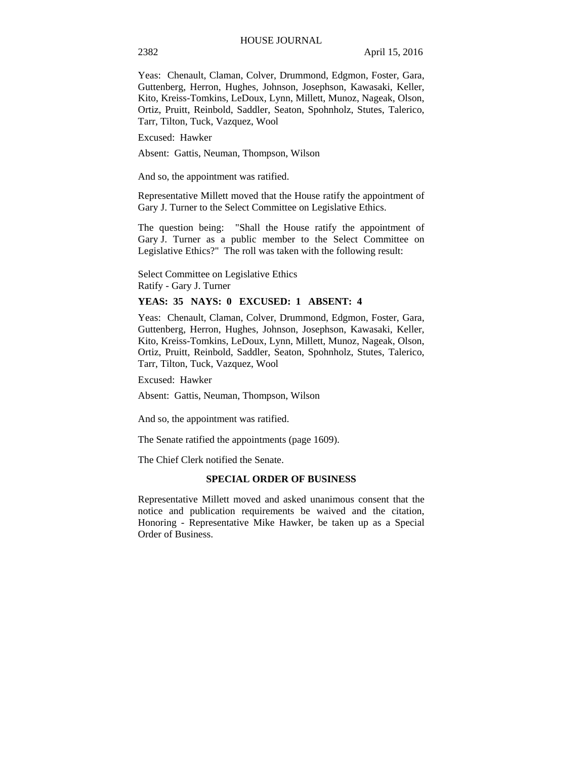Yeas: Chenault, Claman, Colver, Drummond, Edgmon, Foster, Gara, Guttenberg, Herron, Hughes, Johnson, Josephson, Kawasaki, Keller, Kito, Kreiss-Tomkins, LeDoux, Lynn, Millett, Munoz, Nageak, Olson, Ortiz, Pruitt, Reinbold, Saddler, Seaton, Spohnholz, Stutes, Talerico, Tarr, Tilton, Tuck, Vazquez, Wool

Excused: Hawker

Absent: Gattis, Neuman, Thompson, Wilson

And so, the appointment was ratified.

Representative Millett moved that the House ratify the appointment of Gary J. Turner to the Select Committee on Legislative Ethics.

The question being: "Shall the House ratify the appointment of Gary J. Turner as a public member to the Select Committee on Legislative Ethics?" The roll was taken with the following result:

Select Committee on Legislative Ethics
Ratify - Gary J. Turner

**YEAS: 35 NAYS: 0 EXCUSED: 1 ABSENT: 4**

Yeas: Chenault, Claman, Colver, Drummond, Edgmon, Foster, Gara, Guttenberg, Herron, Hughes, Johnson, Josephson, Kawasaki, Keller, Kito, Kreiss-Tomkins, LeDoux, Lynn, Millett, Munoz, Nageak, Olson, Ortiz, Pruitt, Reinbold, Saddler, Seaton, Spohnholz, Stutes, Talerico, Tarr, Tilton, Tuck, Vazquez, Wool

Excused: Hawker

Absent: Gattis, Neuman, Thompson, Wilson

And so, the appointment was ratified.

The Senate ratified the appointments (page 1609).

The Chief Clerk notified the Senate.

## SPECIAL ORDER OF BUSINESS

Representative Millett moved and asked unanimous consent that the notice and publication requirements be waived and the citation, Honoring - Representative Mike Hawker, be taken up as a Special Order of Business.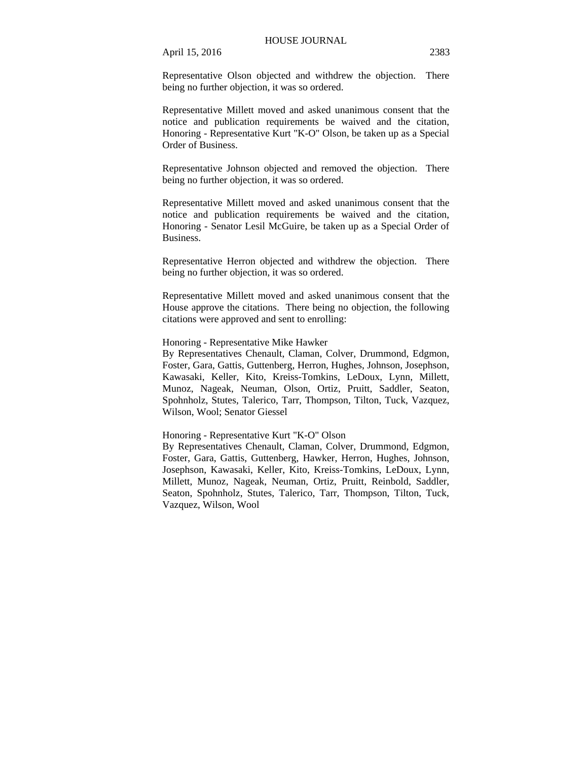Representative Olson objected and withdrew the objection. There being no further objection, it was so ordered.

Representative Millett moved and asked unanimous consent that the notice and publication requirements be waived and the citation, Honoring - Representative Kurt "K-O" Olson, be taken up as a Special Order of Business.

Representative Johnson objected and removed the objection. There being no further objection, it was so ordered.

Representative Millett moved and asked unanimous consent that the notice and publication requirements be waived and the citation, Honoring - Senator Lesil McGuire, be taken up as a Special Order of Business.

Representative Herron objected and withdrew the objection. There being no further objection, it was so ordered.

Representative Millett moved and asked unanimous consent that the House approve the citations. There being no objection, the following citations were approved and sent to enrolling:

Honoring - Representative Mike Hawker
By Representatives Chenault, Claman, Colver, Drummond, Edgmon, Foster, Gara, Gattis, Guttenberg, Herron, Hughes, Johnson, Josephson, Kawasaki, Keller, Kito, Kreiss-Tomkins, LeDoux, Lynn, Millett, Munoz, Nageak, Neuman, Olson, Ortiz, Pruitt, Saddler, Seaton, Spohnholz, Stutes, Talerico, Tarr, Thompson, Tilton, Tuck, Vazquez, Wilson, Wool; Senator Giessel

Honoring - Representative Kurt "K-O" Olson
By Representatives Chenault, Claman, Colver, Drummond, Edgmon, Foster, Gara, Gattis, Guttenberg, Hawker, Herron, Hughes, Johnson, Josephson, Kawasaki, Keller, Kito, Kreiss-Tomkins, LeDoux, Lynn, Millett, Munoz, Nageak, Neuman, Ortiz, Pruitt, Reinbold, Saddler, Seaton, Spohnholz, Stutes, Talerico, Tarr, Thompson, Tilton, Tuck, Vazquez, Wilson, Wool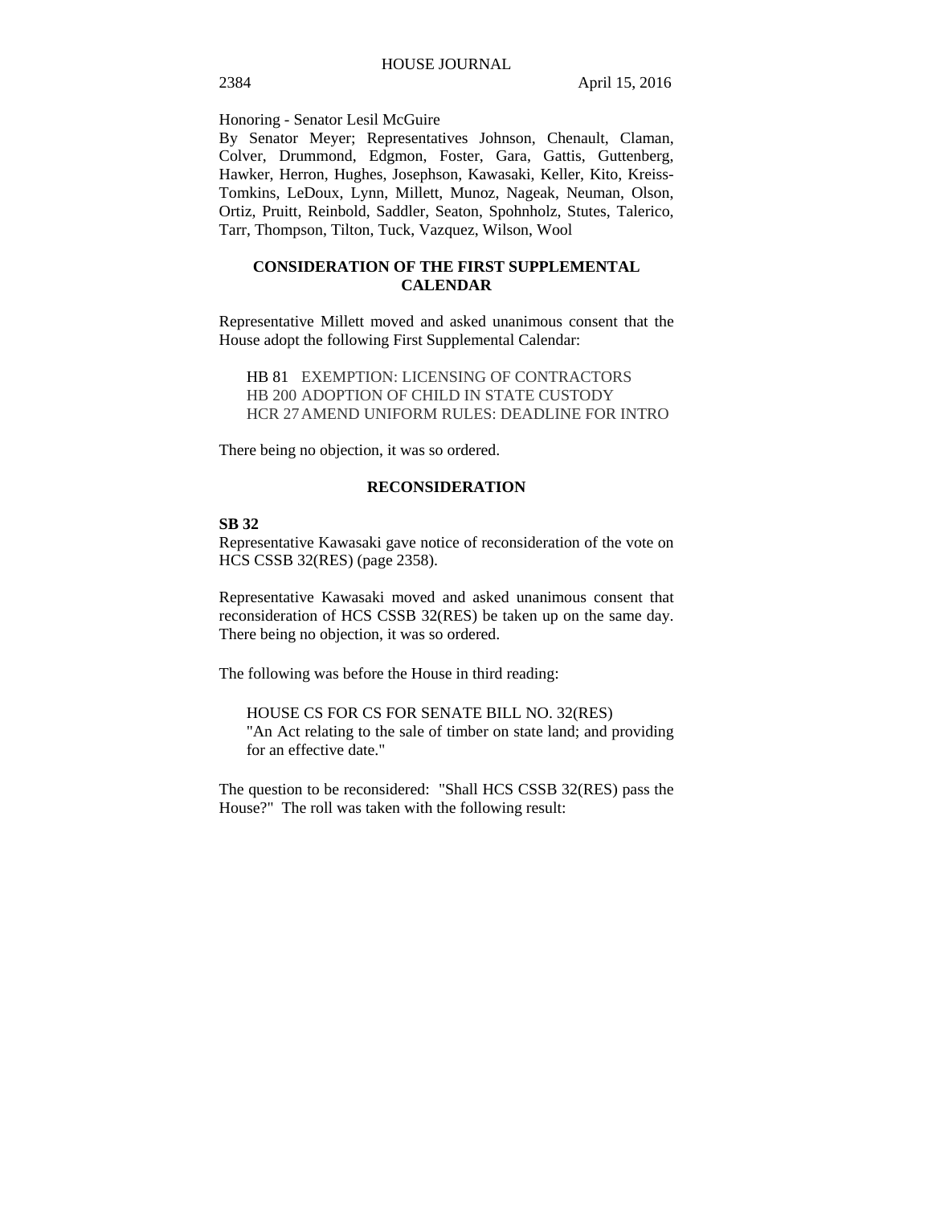Honoring - Senator Lesil McGuire

By Senator Meyer; Representatives Johnson, Chenault, Claman, Colver, Drummond, Edgmon, Foster, Gara, Gattis, Guttenberg, Hawker, Herron, Hughes, Josephson, Kawasaki, Keller, Kito, Kreiss-Tomkins, LeDoux, Lynn, Millett, Munoz, Nageak, Neuman, Olson, Ortiz, Pruitt, Reinbold, Saddler, Seaton, Spohnholz, Stutes, Talerico, Tarr, Thompson, Tilton, Tuck, Vazquez, Wilson, Wool

## CONSIDERATION OF THE FIRST SUPPLEMENTAL CALENDAR

Representative Millett moved and asked unanimous consent that the House adopt the following First Supplemental Calendar:

HB 81 EXEMPTION: LICENSING OF CONTRACTORS
HB 200 ADOPTION OF CHILD IN STATE CUSTODY
HCR 27 AMEND UNIFORM RULES: DEADLINE FOR INTRO

There being no objection, it was so ordered.

## RECONSIDERATION

**SB 32**

Representative Kawasaki gave notice of reconsideration of the vote on HCS CSSB 32(RES) (page 2358).

Representative Kawasaki moved and asked unanimous consent that reconsideration of HCS CSSB 32(RES) be taken up on the same day. There being no objection, it was so ordered.

The following was before the House in third reading:

HOUSE CS FOR CS FOR SENATE BILL NO. 32(RES)
"An Act relating to the sale of timber on state land; and providing for an effective date."

The question to be reconsidered: "Shall HCS CSSB 32(RES) pass the House?" The roll was taken with the following result: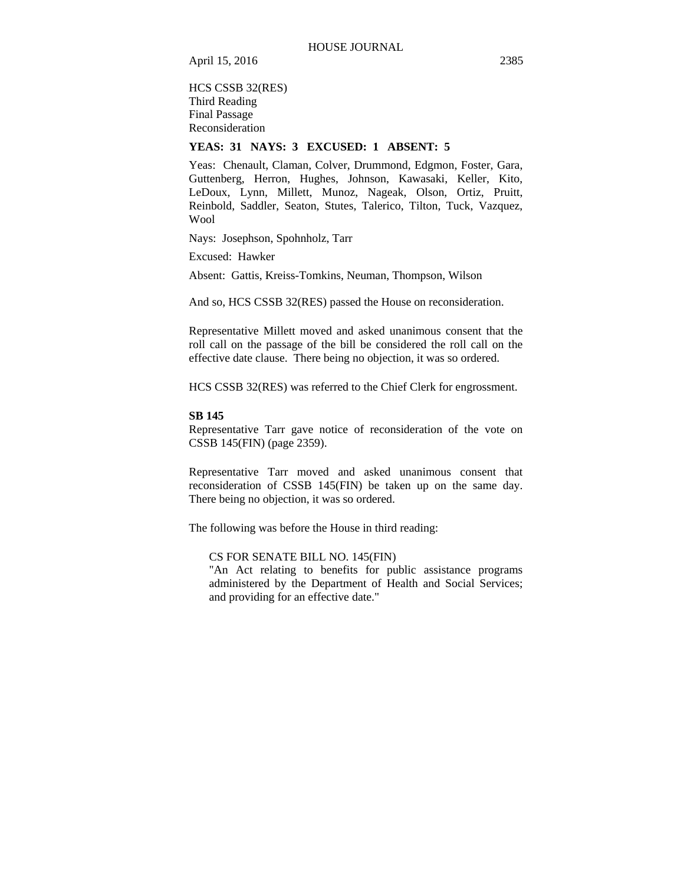HCS CSSB 32(RES)
Third Reading
Final Passage
Reconsideration

**YEAS: 31 NAYS: 3 EXCUSED: 1 ABSENT: 5**

Yeas: Chenault, Claman, Colver, Drummond, Edgmon, Foster, Gara, Guttenberg, Herron, Hughes, Johnson, Kawasaki, Keller, Kito, LeDoux, Lynn, Millett, Munoz, Nageak, Olson, Ortiz, Pruitt, Reinbold, Saddler, Seaton, Stutes, Talerico, Tilton, Tuck, Vazquez, Wool

Nays: Josephson, Spohnholz, Tarr

Excused: Hawker

Absent: Gattis, Kreiss-Tomkins, Neuman, Thompson, Wilson

And so, HCS CSSB 32(RES) passed the House on reconsideration.

Representative Millett moved and asked unanimous consent that the roll call on the passage of the bill be considered the roll call on the effective date clause. There being no objection, it was so ordered.

HCS CSSB 32(RES) was referred to the Chief Clerk for engrossment.

**SB 145**

Representative Tarr gave notice of reconsideration of the vote on CSSB 145(FIN) (page 2359).

Representative Tarr moved and asked unanimous consent that reconsideration of CSSB 145(FIN) be taken up on the same day. There being no objection, it was so ordered.

The following was before the House in third reading:

> CS FOR SENATE BILL NO. 145(FIN)
> "An Act relating to benefits for public assistance programs administered by the Department of Health and Social Services; and providing for an effective date."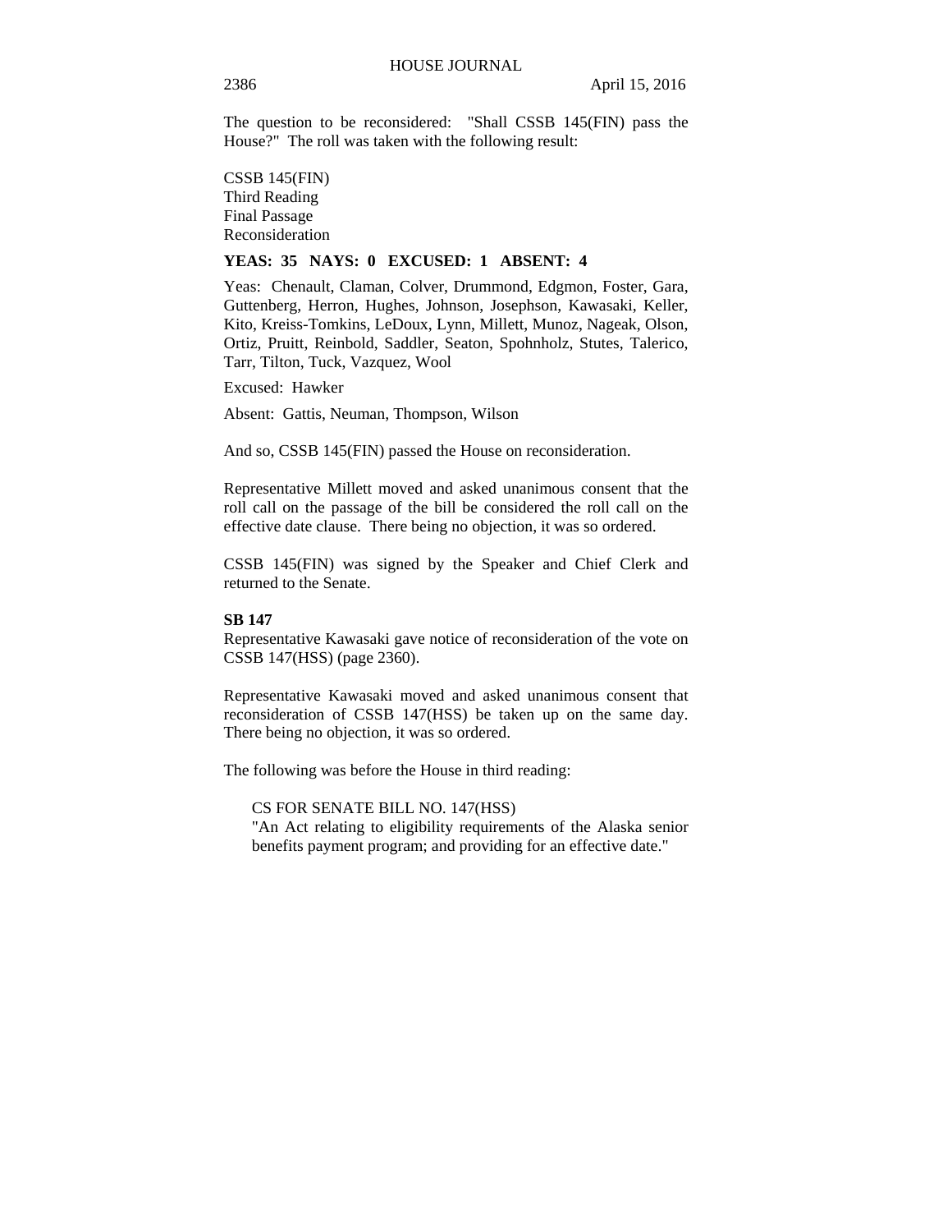The question to be reconsidered: "Shall CSSB 145(FIN) pass the House?" The roll was taken with the following result:

CSSB 145(FIN)
Third Reading
Final Passage
Reconsideration

**YEAS: 35 NAYS: 0 EXCUSED: 1 ABSENT: 4**

Yeas: Chenault, Claman, Colver, Drummond, Edgmon, Foster, Gara, Guttenberg, Herron, Hughes, Johnson, Josephson, Kawasaki, Keller, Kito, Kreiss-Tomkins, LeDoux, Lynn, Millett, Munoz, Nageak, Olson, Ortiz, Pruitt, Reinbold, Saddler, Seaton, Spohnholz, Stutes, Talerico, Tarr, Tilton, Tuck, Vazquez, Wool

Excused: Hawker

Absent: Gattis, Neuman, Thompson, Wilson

And so, CSSB 145(FIN) passed the House on reconsideration.

Representative Millett moved and asked unanimous consent that the roll call on the passage of the bill be considered the roll call on the effective date clause. There being no objection, it was so ordered.

CSSB 145(FIN) was signed by the Speaker and Chief Clerk and returned to the Senate.

**SB 147**

Representative Kawasaki gave notice of reconsideration of the vote on CSSB 147(HSS) (page 2360).

Representative Kawasaki moved and asked unanimous consent that reconsideration of CSSB 147(HSS) be taken up on the same day. There being no objection, it was so ordered.

The following was before the House in third reading:

CS FOR SENATE BILL NO. 147(HSS)
"An Act relating to eligibility requirements of the Alaska senior benefits payment program; and providing for an effective date."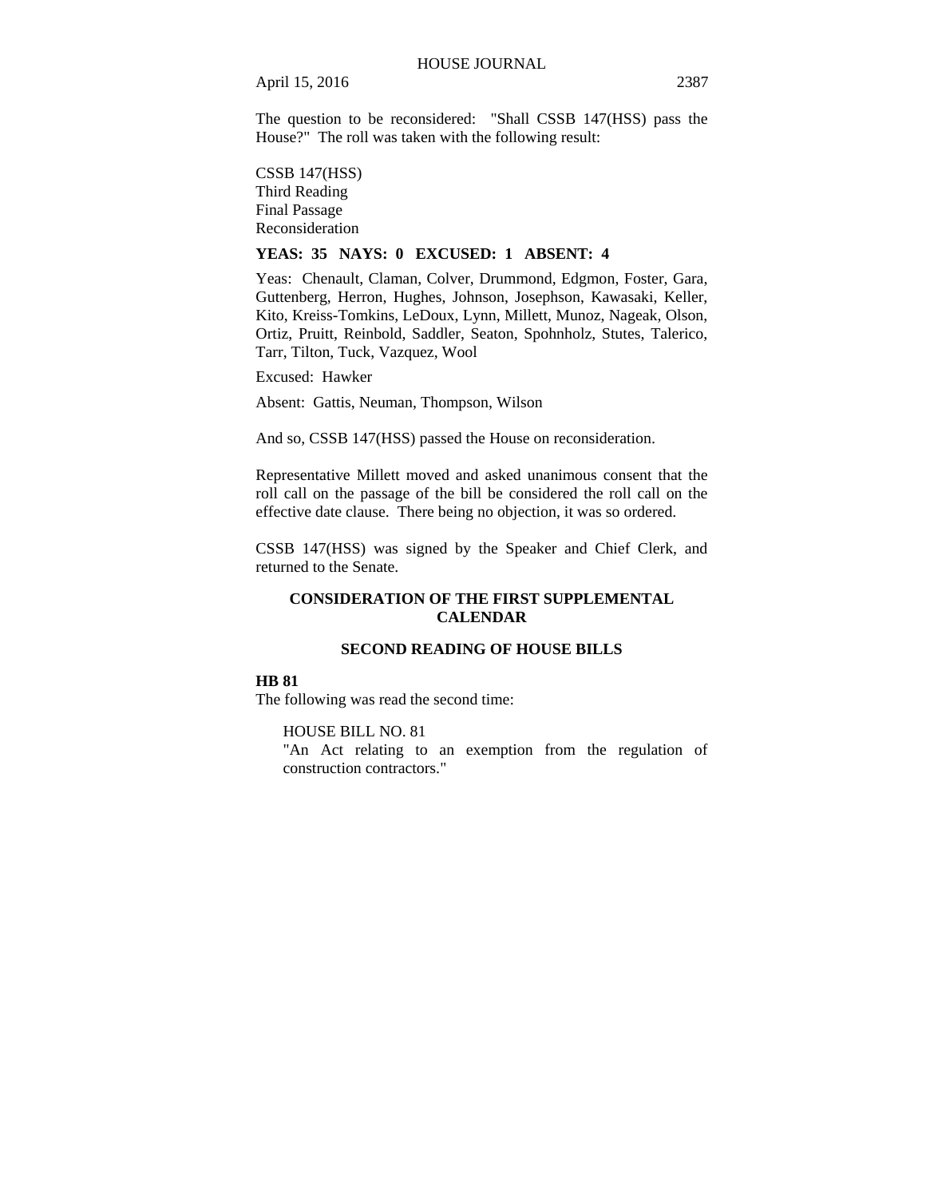The question to be reconsidered: "Shall CSSB 147(HSS) pass the House?" The roll was taken with the following result:

CSSB 147(HSS)
Third Reading
Final Passage
Reconsideration

**YEAS: 35 NAYS: 0 EXCUSED: 1 ABSENT: 4**

Yeas: Chenault, Claman, Colver, Drummond, Edgmon, Foster, Gara, Guttenberg, Herron, Hughes, Johnson, Josephson, Kawasaki, Keller, Kito, Kreiss-Tomkins, LeDoux, Lynn, Millett, Munoz, Nageak, Olson, Ortiz, Pruitt, Reinbold, Saddler, Seaton, Spohnholz, Stutes, Talerico, Tarr, Tilton, Tuck, Vazquez, Wool

Excused: Hawker

Absent: Gattis, Neuman, Thompson, Wilson

And so, CSSB 147(HSS) passed the House on reconsideration.

Representative Millett moved and asked unanimous consent that the roll call on the passage of the bill be considered the roll call on the effective date clause. There being no objection, it was so ordered.

CSSB 147(HSS) was signed by the Speaker and Chief Clerk, and returned to the Senate.

## CONSIDERATION OF THE FIRST SUPPLEMENTAL CALENDAR

### SECOND READING OF HOUSE BILLS

**HB 81**

The following was read the second time:

HOUSE BILL NO. 81
"An Act relating to an exemption from the regulation of construction contractors."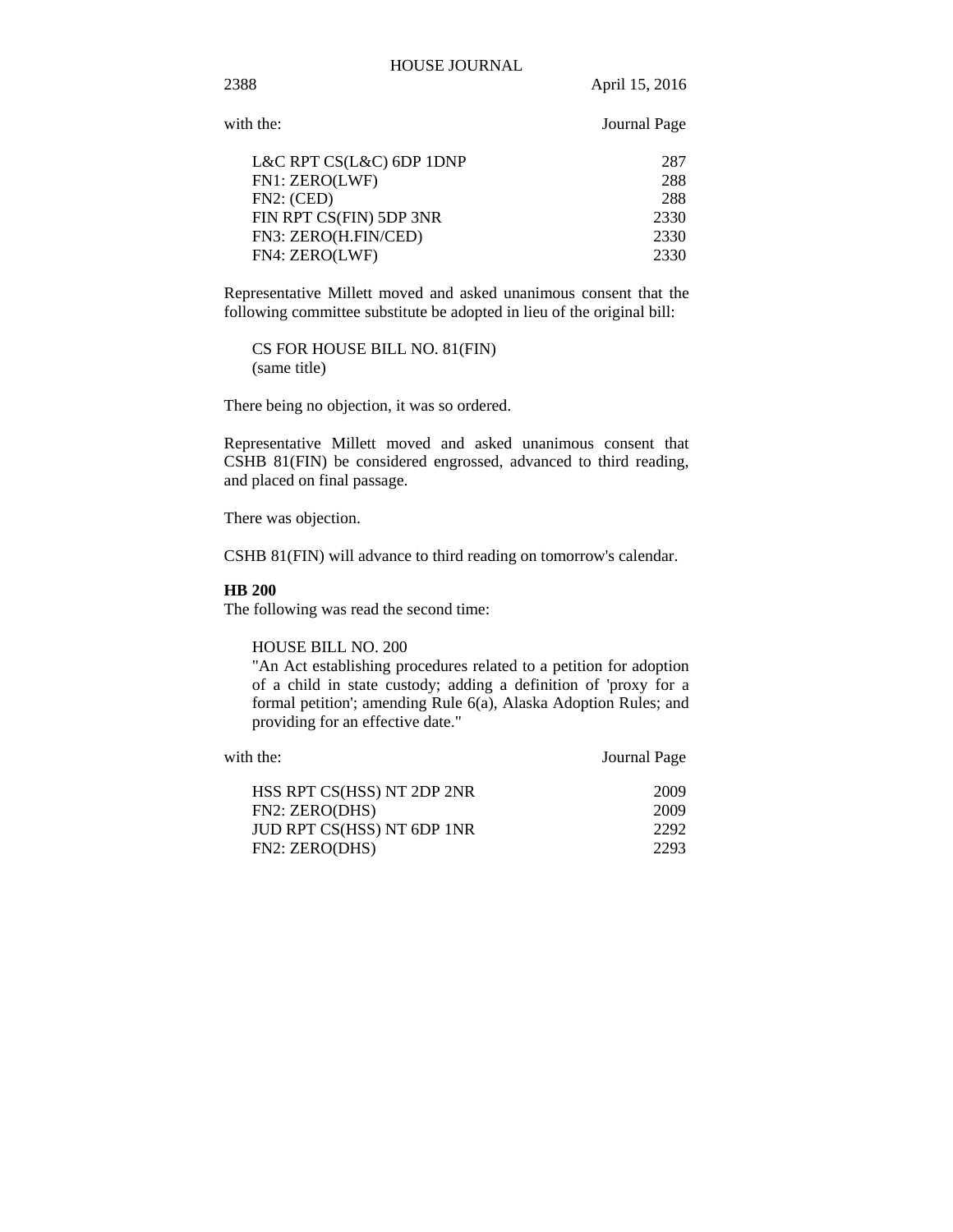with the: Journal Page

| | |
|---|---|
| L&C RPT CS(L&C) 6DP 1DNP | 287 |
| FN1: ZERO(LWF) | 288 |
| FN2: (CED) | 288 |
| FIN RPT CS(FIN) 5DP 3NR | 2330 |
| FN3: ZERO(H.FIN/CED) | 2330 |
| FN4: ZERO(LWF) | 2330 |

Representative Millett moved and asked unanimous consent that the following committee substitute be adopted in lieu of the original bill:

CS FOR HOUSE BILL NO. 81(FIN)
(same title)

There being no objection, it was so ordered.

Representative Millett moved and asked unanimous consent that CSHB 81(FIN) be considered engrossed, advanced to third reading, and placed on final passage.

There was objection.

CSHB 81(FIN) will advance to third reading on tomorrow's calendar.

**HB 200**
The following was read the second time:

HOUSE BILL NO. 200
"An Act establishing procedures related to a petition for adoption of a child in state custody; adding a definition of 'proxy for a formal petition'; amending Rule 6(a), Alaska Adoption Rules; and providing for an effective date."

with the: Journal Page

| | |
|---|---|
| HSS RPT CS(HSS) NT 2DP 2NR | 2009 |
| FN2: ZERO(DHS) | 2009 |
| JUD RPT CS(HSS) NT 6DP 1NR | 2292 |
| FN2: ZERO(DHS) | 2293 |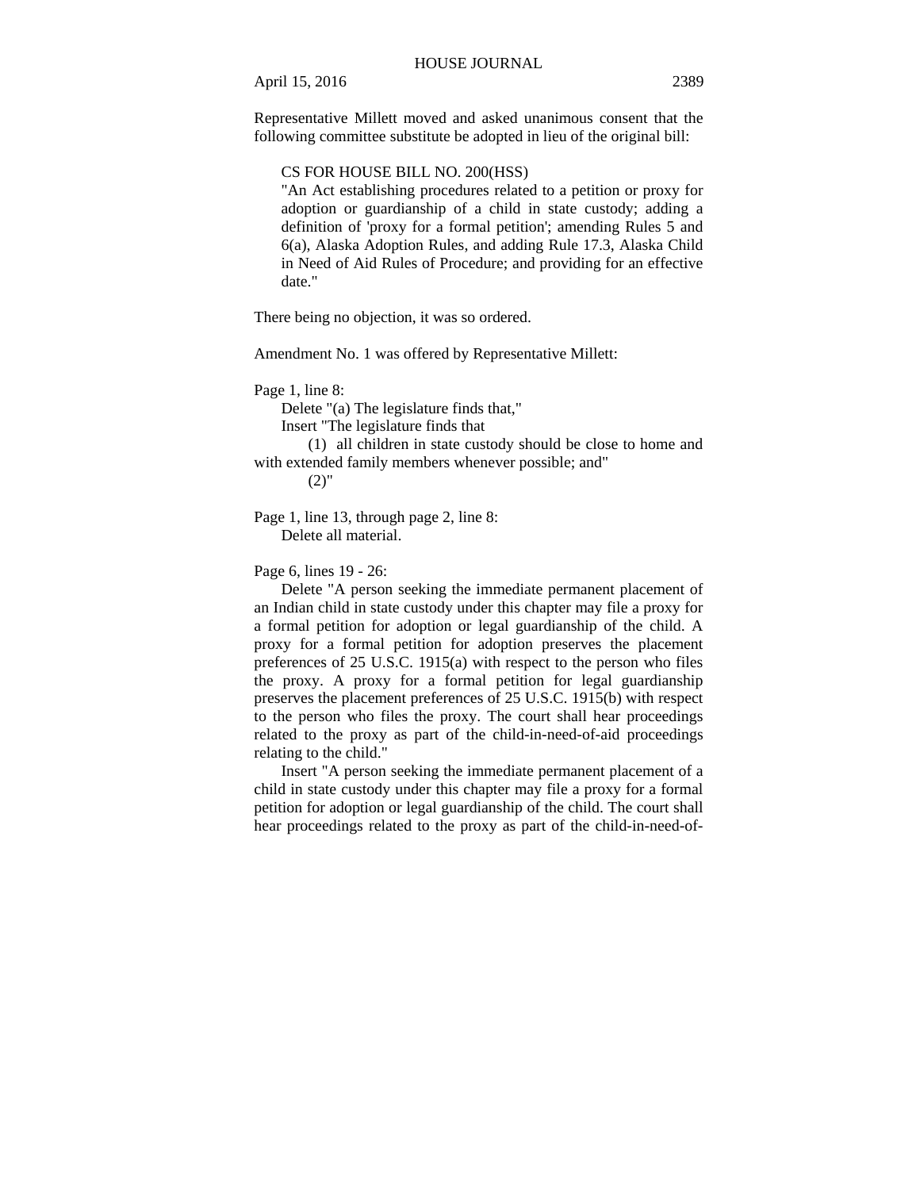Representative Millett moved and asked unanimous consent that the following committee substitute be adopted in lieu of the original bill:

> CS FOR HOUSE BILL NO. 200(HSS)
> "An Act establishing procedures related to a petition or proxy for adoption or guardianship of a child in state custody; adding a definition of 'proxy for a formal petition'; amending Rules 5 and 6(a), Alaska Adoption Rules, and adding Rule 17.3, Alaska Child in Need of Aid Rules of Procedure; and providing for an effective date."

There being no objection, it was so ordered.

Amendment No. 1 was offered by Representative Millett:

Page 1, line 8:
Delete "(a) The legislature finds that,"
Insert "The legislature finds that
(1) all children in state custody should be close to home and with extended family members whenever possible; and"
(2)"

Page 1, line 13, through page 2, line 8:
Delete all material.

Page 6, lines 19 - 26:
Delete "A person seeking the immediate permanent placement of an Indian child in state custody under this chapter may file a proxy for a formal petition for adoption or legal guardianship of the child. A proxy for a formal petition for adoption preserves the placement preferences of 25 U.S.C. 1915(a) with respect to the person who files the proxy. A proxy for a formal petition for legal guardianship preserves the placement preferences of 25 U.S.C. 1915(b) with respect to the person who files the proxy. The court shall hear proceedings related to the proxy as part of the child-in-need-of-aid proceedings relating to the child."

Insert "A person seeking the immediate permanent placement of a child in state custody under this chapter may file a proxy for a formal petition for adoption or legal guardianship of the child. The court shall hear proceedings related to the proxy as part of the child-in-need-of-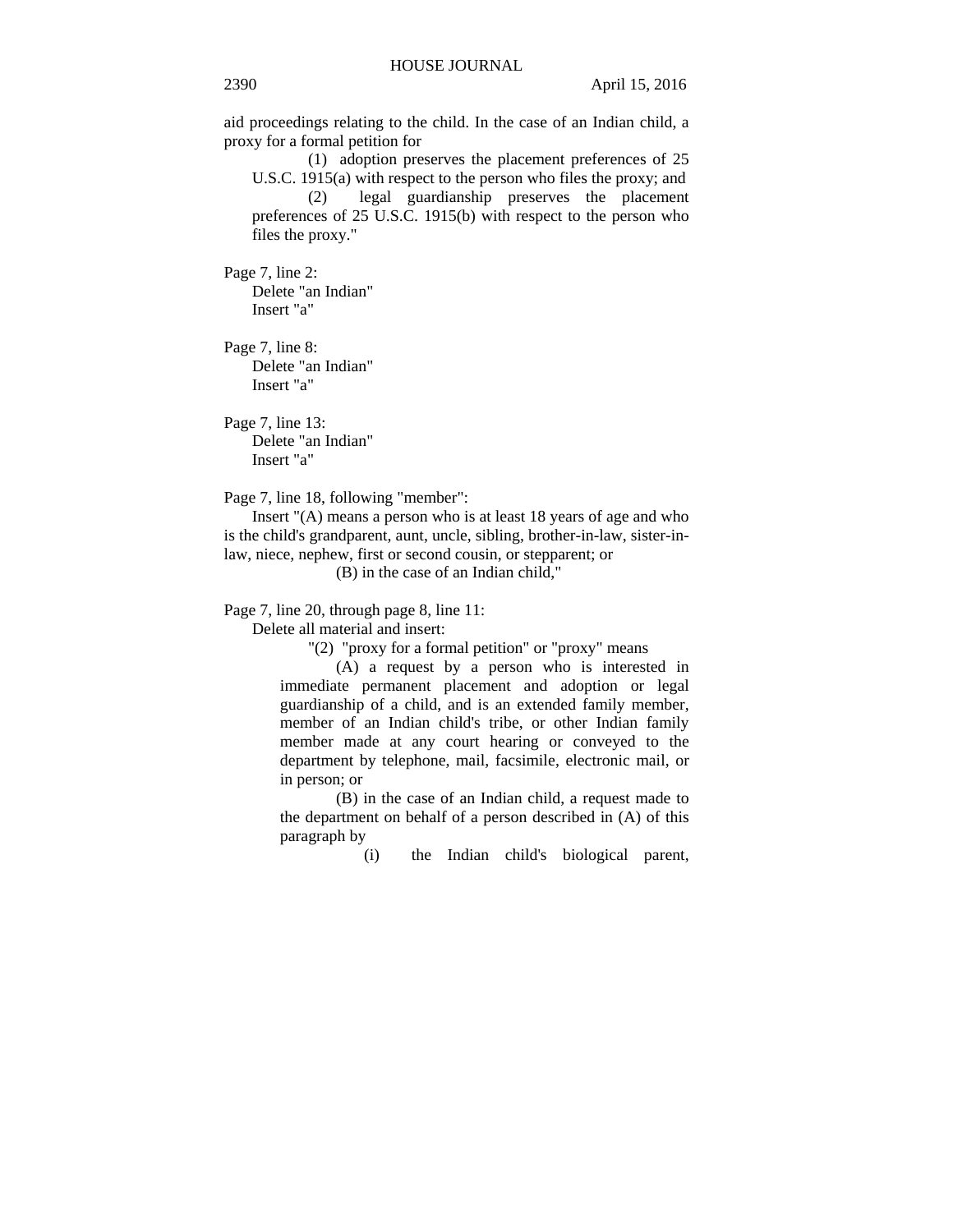aid proceedings relating to the child. In the case of an Indian child, a proxy for a formal petition for

(1) adoption preserves the placement preferences of 25 U.S.C. 1915(a) with respect to the person who files the proxy; and

(2) legal guardianship preserves the placement preferences of 25 U.S.C. 1915(b) with respect to the person who files the proxy."

Page 7, line 2:

Delete "an Indian"
Insert "a"

Page 7, line 8:

Delete "an Indian"
Insert "a"

Page 7, line 13:

Delete "an Indian"
Insert "a"

Page 7, line 18, following "member":

Insert "(A) means a person who is at least 18 years of age and who is the child's grandparent, aunt, uncle, sibling, brother-in-law, sister-in-law, niece, nephew, first or second cousin, or stepparent; or

(B) in the case of an Indian child,"

Page 7, line 20, through page 8, line 11:

Delete all material and insert:

"(2) "proxy for a formal petition" or "proxy" means

(A) a request by a person who is interested in immediate permanent placement and adoption or legal guardianship of a child, and is an extended family member, member of an Indian child's tribe, or other Indian family member made at any court hearing or conveyed to the department by telephone, mail, facsimile, electronic mail, or in person; or

(B) in the case of an Indian child, a request made to the department on behalf of a person described in (A) of this paragraph by

(i) the Indian child's biological parent,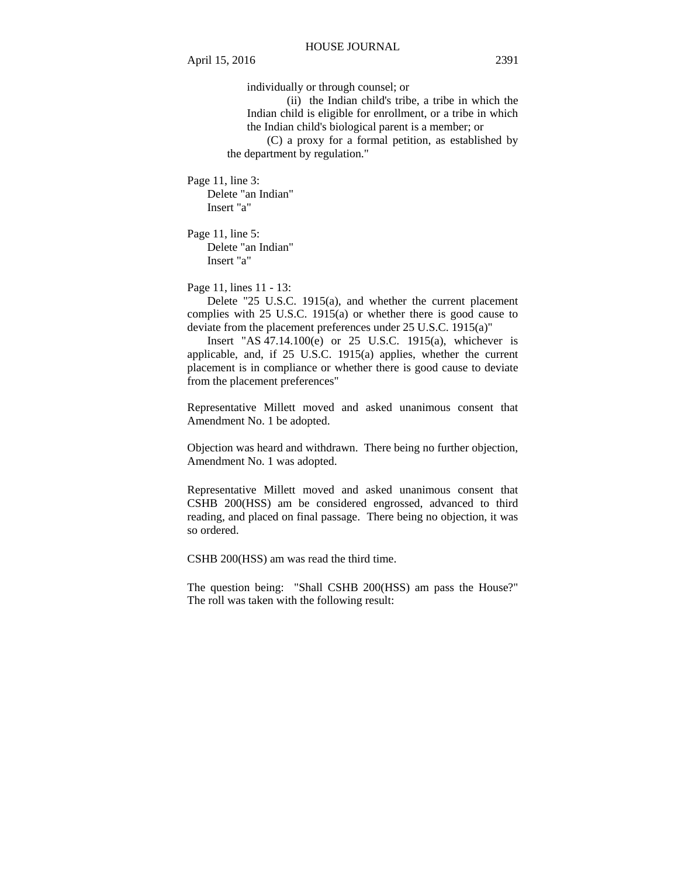individually or through counsel; or

(ii) the Indian child's tribe, a tribe in which the Indian child is eligible for enrollment, or a tribe in which the Indian child's biological parent is a member; or

(C) a proxy for a formal petition, as established by the department by regulation."

Page 11, line 3:
Delete "an Indian"
Insert "a"

Page 11, line 5:
Delete "an Indian"
Insert "a"

Page 11, lines 11 - 13:
Delete "25 U.S.C. 1915(a), and whether the current placement complies with 25 U.S.C. 1915(a) or whether there is good cause to deviate from the placement preferences under 25 U.S.C. 1915(a)"
Insert "AS 47.14.100(e) or 25 U.S.C. 1915(a), whichever is applicable, and, if 25 U.S.C. 1915(a) applies, whether the current placement is in compliance or whether there is good cause to deviate from the placement preferences"

Representative Millett moved and asked unanimous consent that Amendment No. 1 be adopted.

Objection was heard and withdrawn. There being no further objection, Amendment No. 1 was adopted.

Representative Millett moved and asked unanimous consent that CSHB 200(HSS) am be considered engrossed, advanced to third reading, and placed on final passage. There being no objection, it was so ordered.

CSHB 200(HSS) am was read the third time.

The question being: "Shall CSHB 200(HSS) am pass the House?" The roll was taken with the following result: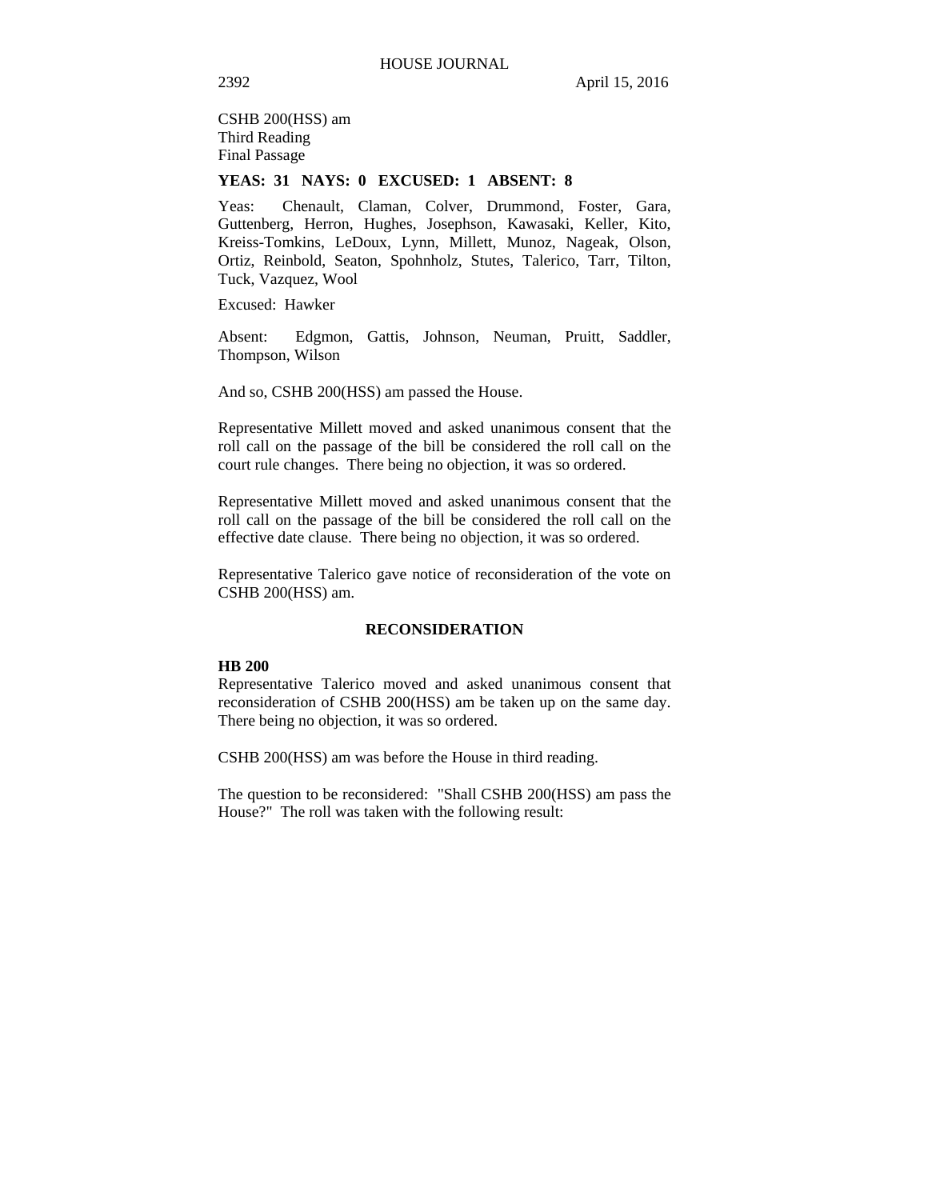CSHB 200(HSS) am
Third Reading
Final Passage

**YEAS: 31 NAYS: 0 EXCUSED: 1 ABSENT: 8**

Yeas: Chenault, Claman, Colver, Drummond, Foster, Gara, Guttenberg, Herron, Hughes, Josephson, Kawasaki, Keller, Kito, Kreiss-Tomkins, LeDoux, Lynn, Millett, Munoz, Nageak, Olson, Ortiz, Reinbold, Seaton, Spohnholz, Stutes, Talerico, Tarr, Tilton, Tuck, Vazquez, Wool

Excused: Hawker

Absent: Edgmon, Gattis, Johnson, Neuman, Pruitt, Saddler, Thompson, Wilson

And so, CSHB 200(HSS) am passed the House.

Representative Millett moved and asked unanimous consent that the roll call on the passage of the bill be considered the roll call on the court rule changes. There being no objection, it was so ordered.

Representative Millett moved and asked unanimous consent that the roll call on the passage of the bill be considered the roll call on the effective date clause. There being no objection, it was so ordered.

Representative Talerico gave notice of reconsideration of the vote on CSHB 200(HSS) am.

## RECONSIDERATION

**HB 200**
Representative Talerico moved and asked unanimous consent that reconsideration of CSHB 200(HSS) am be taken up on the same day. There being no objection, it was so ordered.

CSHB 200(HSS) am was before the House in third reading.

The question to be reconsidered: "Shall CSHB 200(HSS) am pass the House?" The roll was taken with the following result: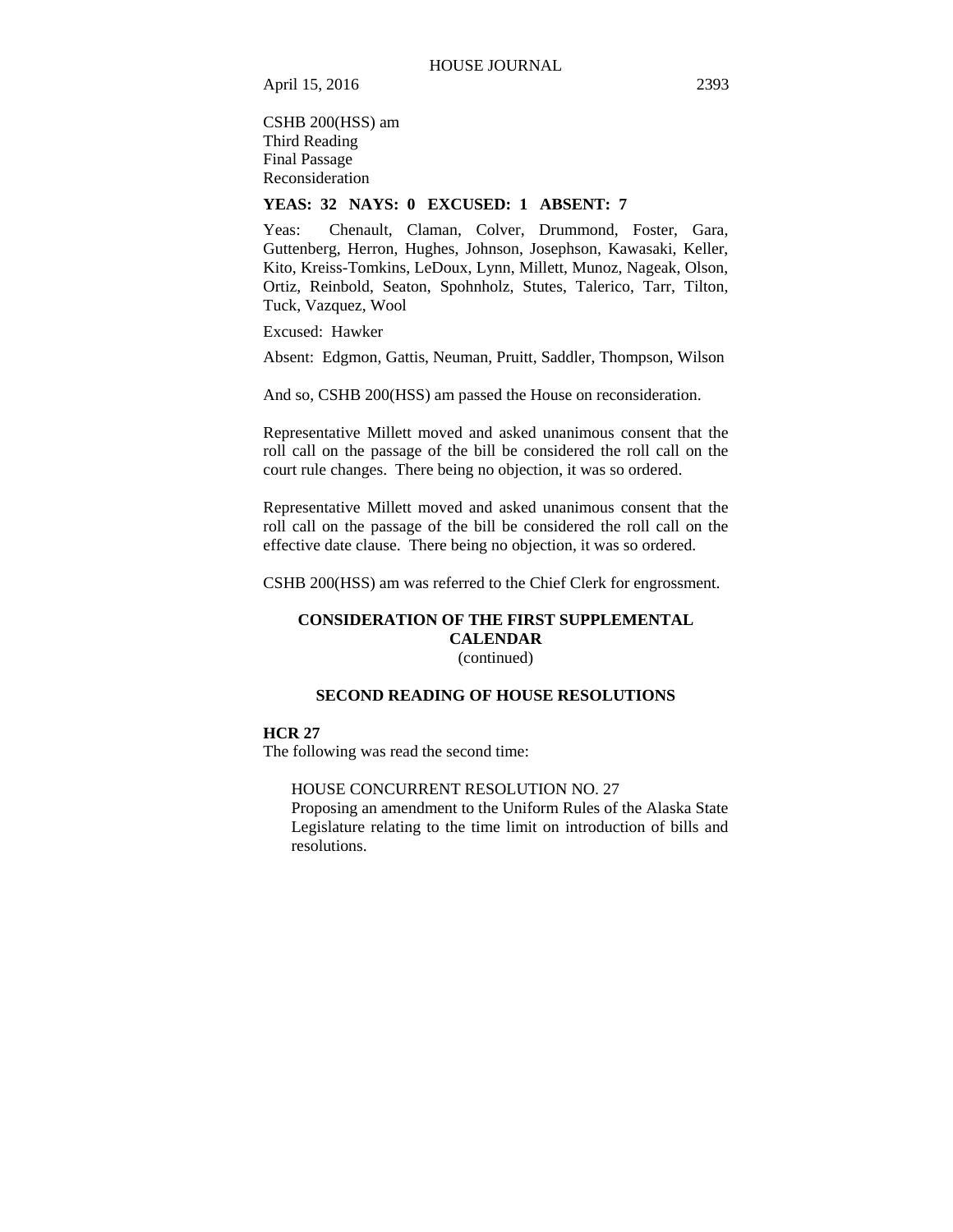CSHB 200(HSS) am
Third Reading
Final Passage
Reconsideration

**YEAS: 32 NAYS: 0 EXCUSED: 1 ABSENT: 7**

Yeas: Chenault, Claman, Colver, Drummond, Foster, Gara, Guttenberg, Herron, Hughes, Johnson, Josephson, Kawasaki, Keller, Kito, Kreiss-Tomkins, LeDoux, Lynn, Millett, Munoz, Nageak, Olson, Ortiz, Reinbold, Seaton, Spohnholz, Stutes, Talerico, Tarr, Tilton, Tuck, Vazquez, Wool

Excused: Hawker

Absent: Edgmon, Gattis, Neuman, Pruitt, Saddler, Thompson, Wilson

And so, CSHB 200(HSS) am passed the House on reconsideration.

Representative Millett moved and asked unanimous consent that the roll call on the passage of the bill be considered the roll call on the court rule changes. There being no objection, it was so ordered.

Representative Millett moved and asked unanimous consent that the roll call on the passage of the bill be considered the roll call on the effective date clause. There being no objection, it was so ordered.

CSHB 200(HSS) am was referred to the Chief Clerk for engrossment.

## CONSIDERATION OF THE FIRST SUPPLEMENTAL CALENDAR
(continued)

## SECOND READING OF HOUSE RESOLUTIONS

**HCR 27**
The following was read the second time:

HOUSE CONCURRENT RESOLUTION NO. 27
Proposing an amendment to the Uniform Rules of the Alaska State Legislature relating to the time limit on introduction of bills and resolutions.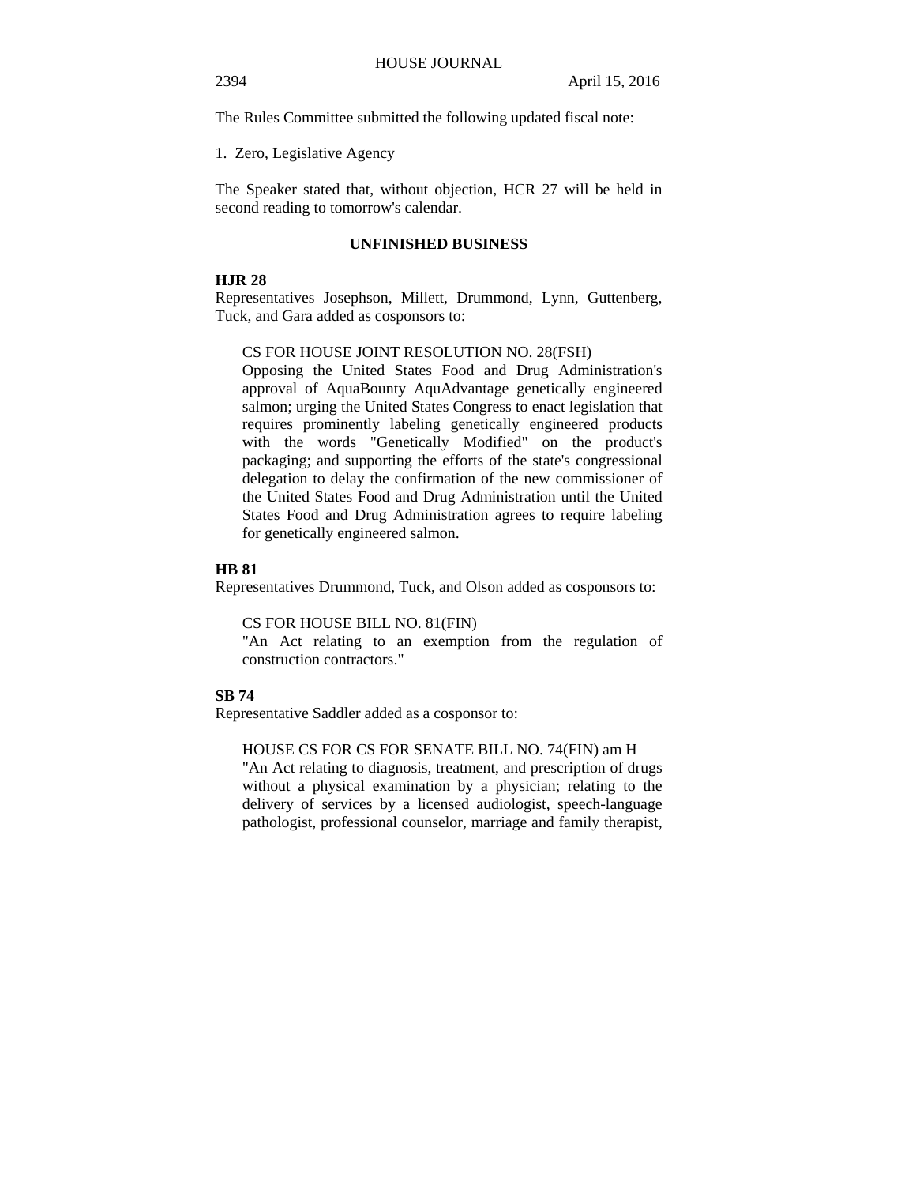The Rules Committee submitted the following updated fiscal note:

1. Zero, Legislative Agency

The Speaker stated that, without objection, HCR 27 will be held in second reading to tomorrow's calendar.

## UNFINISHED BUSINESS

**HJR 28**

Representatives Josephson, Millett, Drummond, Lynn, Guttenberg, Tuck, and Gara added as cosponsors to:

> CS FOR HOUSE JOINT RESOLUTION NO. 28(FSH)
>
> Opposing the United States Food and Drug Administration's approval of AquaBounty AquAdvantage genetically engineered salmon; urging the United States Congress to enact legislation that requires prominently labeling genetically engineered products with the words "Genetically Modified" on the product's packaging; and supporting the efforts of the state's congressional delegation to delay the confirmation of the new commissioner of the United States Food and Drug Administration until the United States Food and Drug Administration agrees to require labeling for genetically engineered salmon.

**HB 81**

Representatives Drummond, Tuck, and Olson added as cosponsors to:

> CS FOR HOUSE BILL NO. 81(FIN)
>
> "An Act relating to an exemption from the regulation of construction contractors."

**SB 74**

Representative Saddler added as a cosponsor to:

> HOUSE CS FOR CS FOR SENATE BILL NO. 74(FIN) am H
>
> "An Act relating to diagnosis, treatment, and prescription of drugs without a physical examination by a physician; relating to the delivery of services by a licensed audiologist, speech-language pathologist, professional counselor, marriage and family therapist,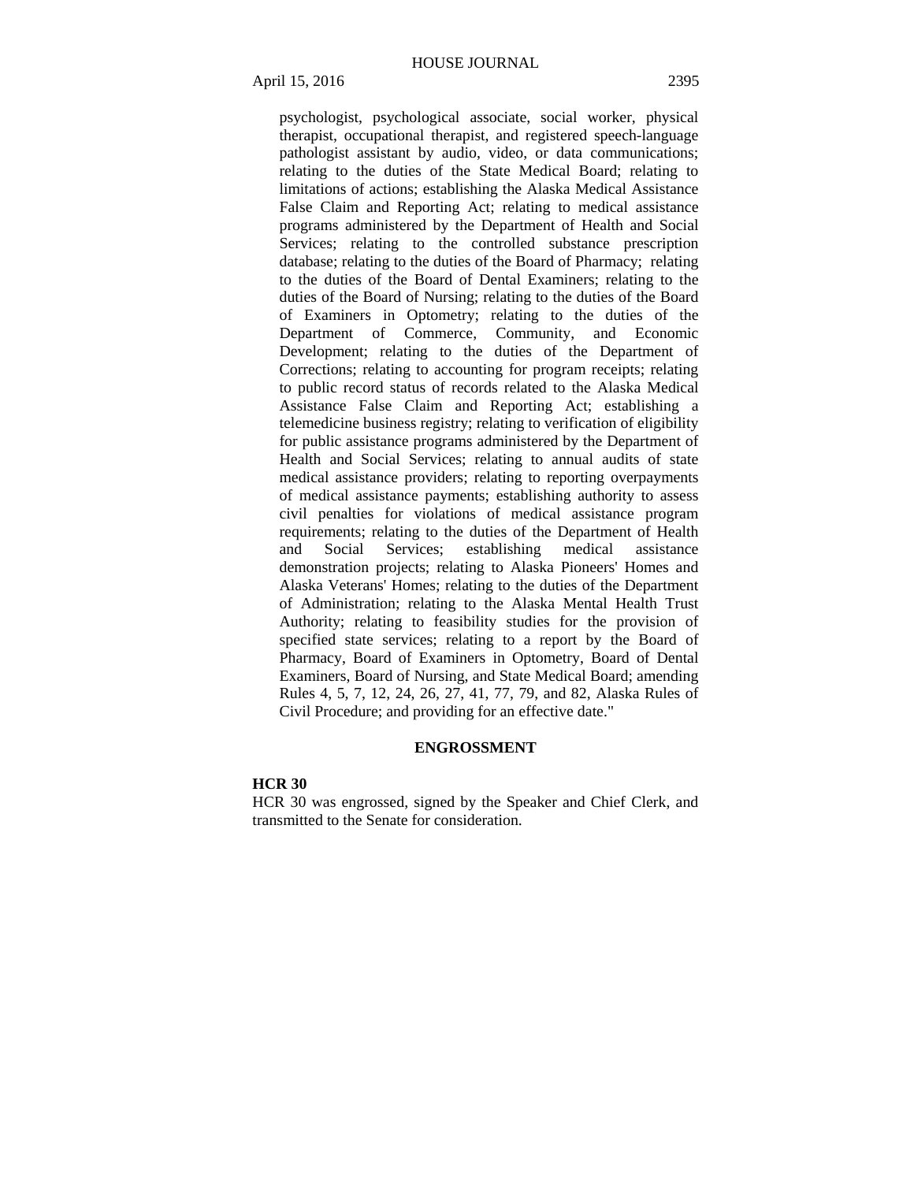psychologist, psychological associate, social worker, physical therapist, occupational therapist, and registered speech-language pathologist assistant by audio, video, or data communications; relating to the duties of the State Medical Board; relating to limitations of actions; establishing the Alaska Medical Assistance False Claim and Reporting Act; relating to medical assistance programs administered by the Department of Health and Social Services; relating to the controlled substance prescription database; relating to the duties of the Board of Pharmacy; relating to the duties of the Board of Dental Examiners; relating to the duties of the Board of Nursing; relating to the duties of the Board of Examiners in Optometry; relating to the duties of the Department of Commerce, Community, and Economic Development; relating to the duties of the Department of Corrections; relating to accounting for program receipts; relating to public record status of records related to the Alaska Medical Assistance False Claim and Reporting Act; establishing a telemedicine business registry; relating to verification of eligibility for public assistance programs administered by the Department of Health and Social Services; relating to annual audits of state medical assistance providers; relating to reporting overpayments of medical assistance payments; establishing authority to assess civil penalties for violations of medical assistance program requirements; relating to the duties of the Department of Health and Social Services; establishing medical assistance demonstration projects; relating to Alaska Pioneers' Homes and Alaska Veterans' Homes; relating to the duties of the Department of Administration; relating to the Alaska Mental Health Trust Authority; relating to feasibility studies for the provision of specified state services; relating to a report by the Board of Pharmacy, Board of Examiners in Optometry, Board of Dental Examiners, Board of Nursing, and State Medical Board; amending Rules 4, 5, 7, 12, 24, 26, 27, 41, 77, 79, and 82, Alaska Rules of Civil Procedure; and providing for an effective date."

## ENGROSSMENT

**HCR 30**

HCR 30 was engrossed, signed by the Speaker and Chief Clerk, and transmitted to the Senate for consideration.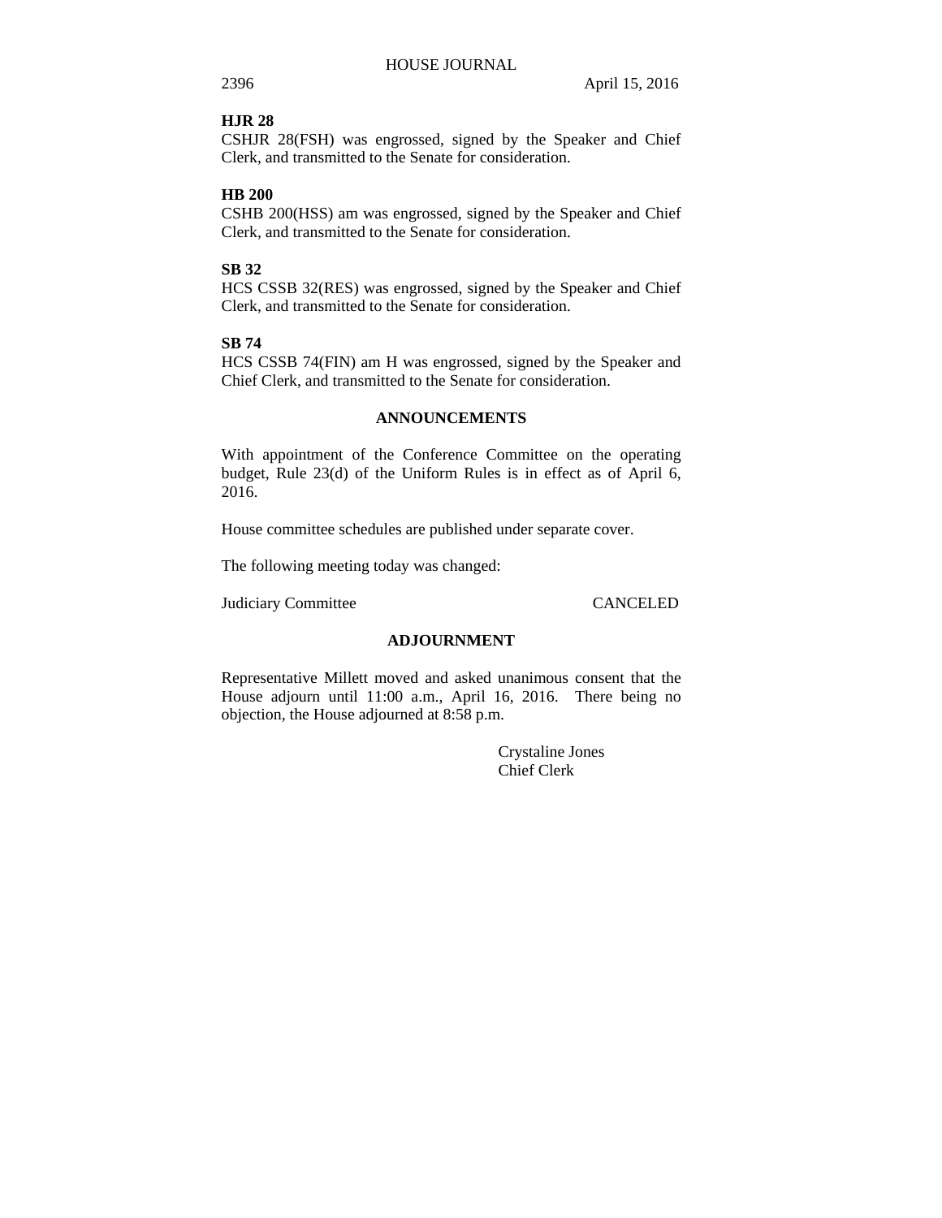**HJR 28**

CSHJR 28(FSH) was engrossed, signed by the Speaker and Chief Clerk, and transmitted to the Senate for consideration.

**HB 200**

CSHB 200(HSS) am was engrossed, signed by the Speaker and Chief Clerk, and transmitted to the Senate for consideration.

**SB 32**

HCS CSSB 32(RES) was engrossed, signed by the Speaker and Chief Clerk, and transmitted to the Senate for consideration.

**SB 74**

HCS CSSB 74(FIN) am H was engrossed, signed by the Speaker and Chief Clerk, and transmitted to the Senate for consideration.

## ANNOUNCEMENTS

With appointment of the Conference Committee on the operating budget, Rule 23(d) of the Uniform Rules is in effect as of April 6, 2016.

House committee schedules are published under separate cover.

The following meeting today was changed:

Judiciary Committee CANCELED

## ADJOURNMENT

Representative Millett moved and asked unanimous consent that the House adjourn until 11:00 a.m., April 16, 2016. There being no objection, the House adjourned at 8:58 p.m.

Crystaline Jones
Chief Clerk